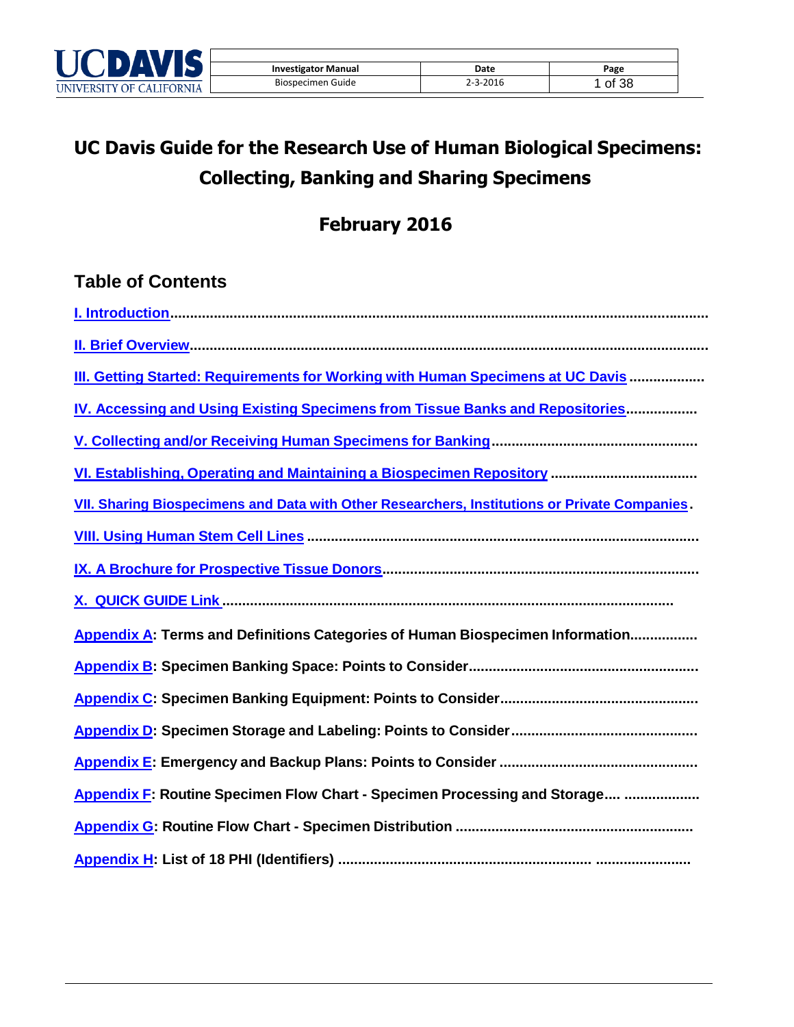# UC Davis Guide for the Research Use of Human Biological Specimens: Collecting, Banking and Sharing Specimens

## February 2016

## Table of Contents

I. Introduction

II. Brief Overview

III. Getting Started: Requirements for Working with Human Specimens at UC Davis

IV. Accessing and Using Existing Specimens from Tissue Banks and Repositories

V. Collecting and/or Receiving Human Specimens for Banking

VI. Establishing, Operating and Maintaining a Biospecimen Repository

VII. Sharing Biospecimens and Data with Other Researchers, Institutions or Private Companies

VIII. Using Human Stem Cell Lines

IX. A Brochure for Prospective Tissue Donors

X. QUICK GUIDE Link

Appendix A: Terms and Definitions Categories of Human Biospecimen Information

Appendix B: Specimen Banking Space: Points to Consider

Appendix C: Specimen Banking Equipment: Points to Consider

Appendix D: Specimen Storage and Labeling: Points to Consider

Appendix E: Emergency and Backup Plans: Points to Consider

Appendix F: Routine Specimen Flow Chart - Specimen Processing and Storage

Appendix G: Routine Flow Chart - Specimen Distribution

Appendix H: List of 18 PHI (Identifiers)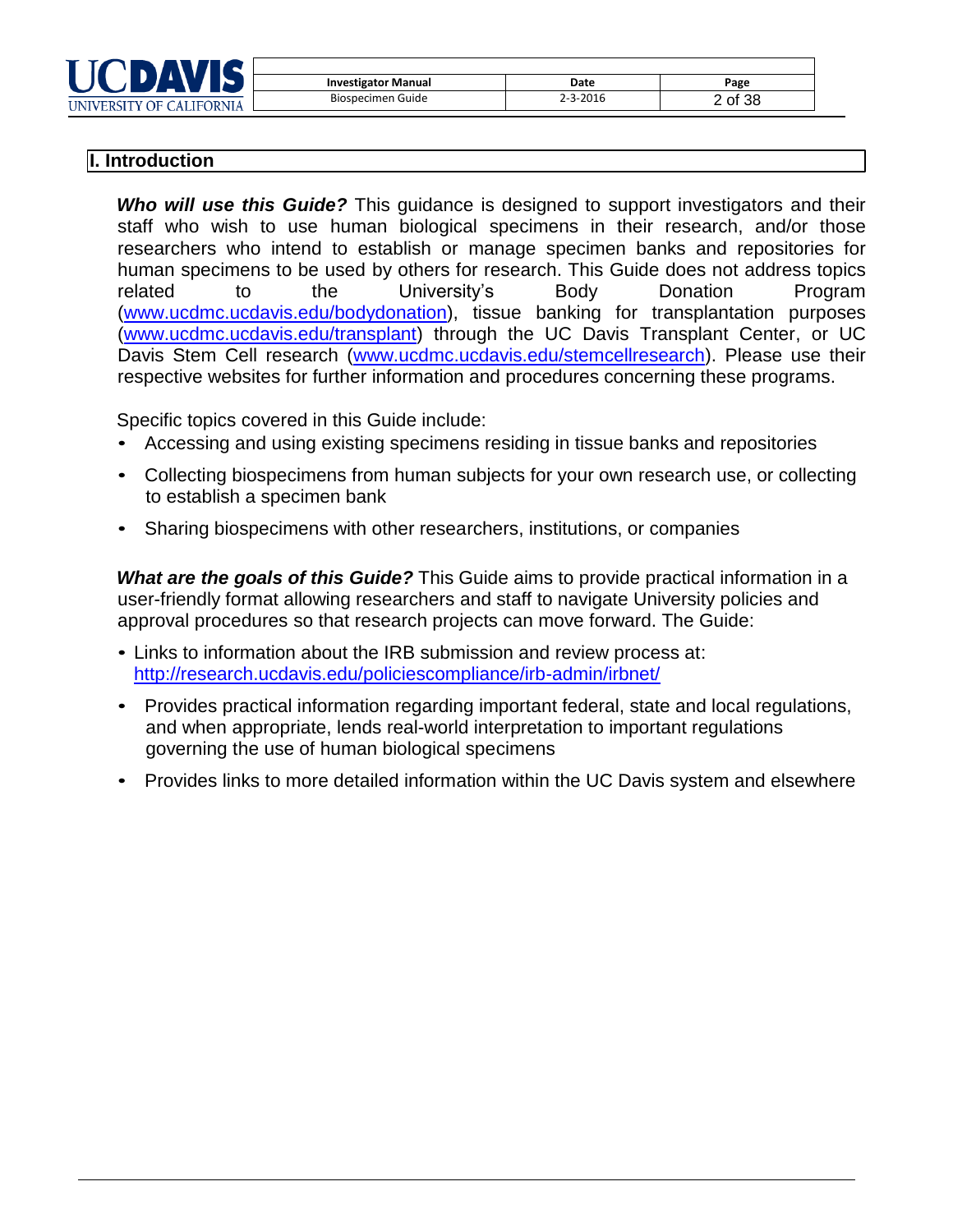## I. Introduction

***Who will use this Guide?*** This guidance is designed to support investigators and their staff who wish to use human biological specimens in their research, and/or those researchers who intend to establish or manage specimen banks and repositories for human specimens to be used by others for research. This Guide does not address topics related to the University's Body Donation Program ([www.ucdmc.ucdavis.edu/bodydonation](www.ucdmc.ucdavis.edu/bodydonation)), tissue banking for transplantation purposes ([www.ucdmc.ucdavis.edu/transplant](www.ucdmc.ucdavis.edu/transplant)) through the UC Davis Transplant Center, or UC Davis Stem Cell research ([www.ucdmc.ucdavis.edu/stemcellresearch](www.ucdmc.ucdavis.edu/stemcellresearch)). Please use their respective websites for further information and procedures concerning these programs.

Specific topics covered in this Guide include:

- Accessing and using existing specimens residing in tissue banks and repositories
- Collecting biospecimens from human subjects for your own research use, or collecting to establish a specimen bank
- Sharing biospecimens with other researchers, institutions, or companies

***What are the goals of this Guide?*** This Guide aims to provide practical information in a user-friendly format allowing researchers and staff to navigate University policies and approval procedures so that research projects can move forward. The Guide:

- Links to information about the IRB submission and review process at: [http://research.ucdavis.edu/policiescompliance/irb-admin/irbnet/](http://research.ucdavis.edu/policiescompliance/irb-admin/irbnet/)
- Provides practical information regarding important federal, state and local regulations, and when appropriate, lends real-world interpretation to important regulations governing the use of human biological specimens
- Provides links to more detailed information within the UC Davis system and elsewhere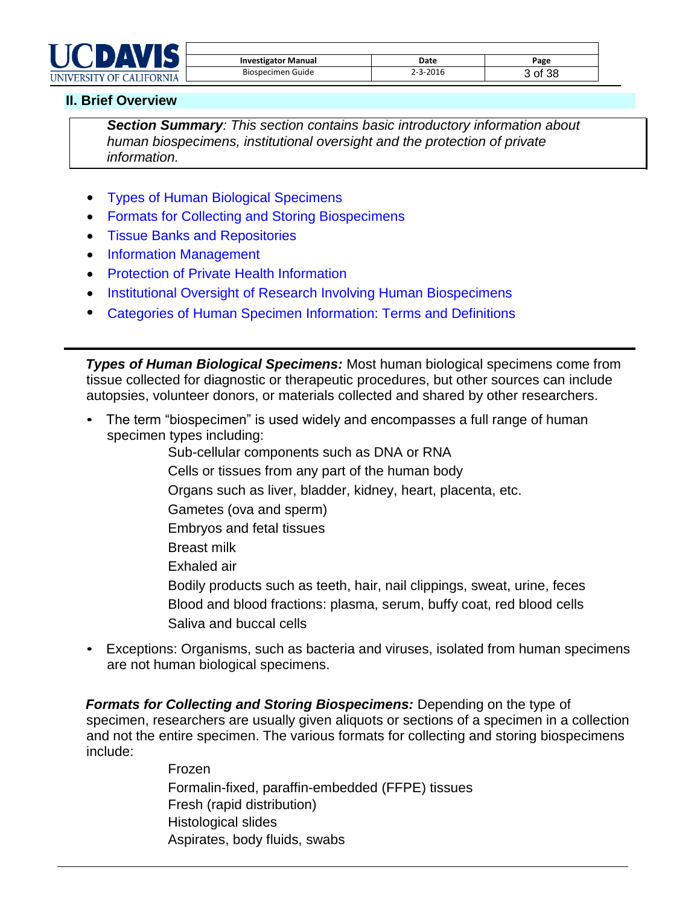## II. Brief Overview

> ***Section Summary**: This section contains basic introductory information about human biospecimens, institutional oversight and the protection of private information.*

- Types of Human Biological Specimens
- Formats for Collecting and Storing Biospecimens
- Tissue Banks and Repositories
- Information Management
- Protection of Private Health Information
- Institutional Oversight of Research Involving Human Biospecimens
- Categories of Human Specimen Information: Terms and Definitions

---

***Types of Human Biological Specimens:*** Most human biological specimens come from tissue collected for diagnostic or therapeutic procedures, but other sources can include autopsies, volunteer donors, or materials collected and shared by other researchers.

- The term “biospecimen” is used widely and encompasses a full range of human specimen types including:

  Sub-cellular components such as DNA or RNA
  Cells or tissues from any part of the human body
  Organs such as liver, bladder, kidney, heart, placenta, etc.
  Gametes (ova and sperm)
  Embryos and fetal tissues
  Breast milk
  Exhaled air
  Bodily products such as teeth, hair, nail clippings, sweat, urine, feces
  Blood and blood fractions: plasma, serum, buffy coat, red blood cells
  Saliva and buccal cells

- Exceptions: Organisms, such as bacteria and viruses, isolated from human specimens are not human biological specimens.

***Formats for Collecting and Storing Biospecimens:*** Depending on the type of specimen, researchers are usually given aliquots or sections of a specimen in a collection and not the entire specimen. The various formats for collecting and storing biospecimens include:

  Frozen
  Formalin-fixed, paraffin-embedded (FFPE) tissues
  Fresh (rapid distribution)
  Histological slides
  Aspirates, body fluids, swabs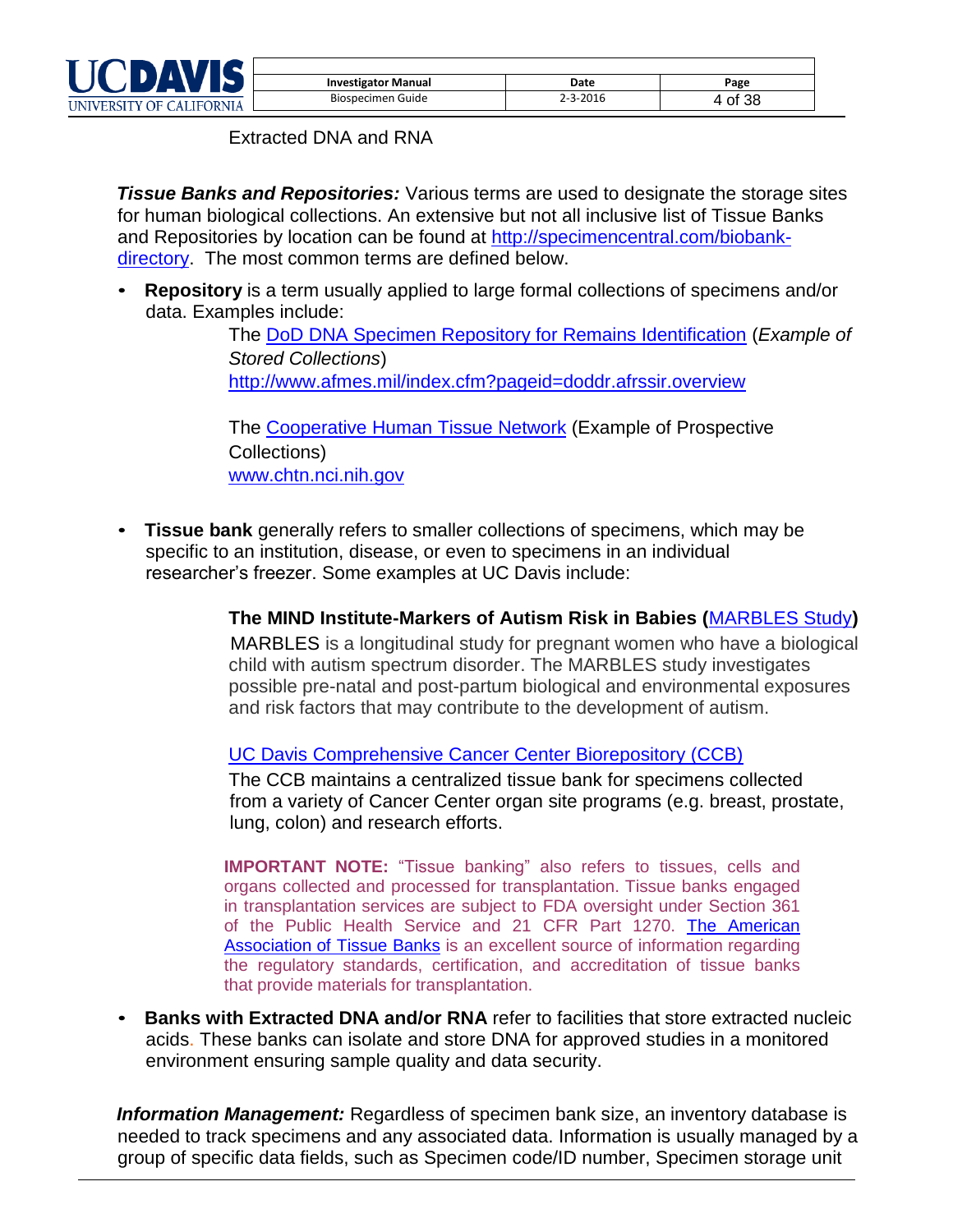Extracted DNA and RNA

***Tissue Banks and Repositories:*** Various terms are used to designate the storage sites for human biological collections. An extensive but not all inclusive list of Tissue Banks and Repositories by location can be found at http://specimencentral.com/biobank-directory. The most common terms are defined below.

- **Repository** is a term usually applied to large formal collections of specimens and/or data. Examples include:

  The DoD DNA Specimen Repository for Remains Identification (*Example of Stored Collections*)
  http://www.afmes.mil/index.cfm?pageid=doddr.afrssir.overview

  The Cooperative Human Tissue Network (Example of Prospective Collections)
  www.chtn.nci.nih.gov

- **Tissue bank** generally refers to smaller collections of specimens, which may be specific to an institution, disease, or even to specimens in an individual researcher's freezer. Some examples at UC Davis include:

  **The MIND Institute-Markers of Autism Risk in Babies (MARBLES Study)**
  MARBLES is a longitudinal study for pregnant women who have a biological child with autism spectrum disorder. The MARBLES study investigates possible pre-natal and post-partum biological and environmental exposures and risk factors that may contribute to the development of autism.

  UC Davis Comprehensive Cancer Center Biorepository (CCB)
  The CCB maintains a centralized tissue bank for specimens collected from a variety of Cancer Center organ site programs (e.g. breast, prostate, lung, colon) and research efforts.

  **IMPORTANT NOTE:** "Tissue banking" also refers to tissues, cells and organs collected and processed for transplantation. Tissue banks engaged in transplantation services are subject to FDA oversight under Section 361 of the Public Health Service and 21 CFR Part 1270. The American Association of Tissue Banks is an excellent source of information regarding the regulatory standards, certification, and accreditation of tissue banks that provide materials for transplantation.

- **Banks with Extracted DNA and/or RNA** refer to facilities that store extracted nucleic acids. These banks can isolate and store DNA for approved studies in a monitored environment ensuring sample quality and data security.

***Information Management:*** Regardless of specimen bank size, an inventory database is needed to track specimens and any associated data. Information is usually managed by a group of specific data fields, such as Specimen code/ID number, Specimen storage unit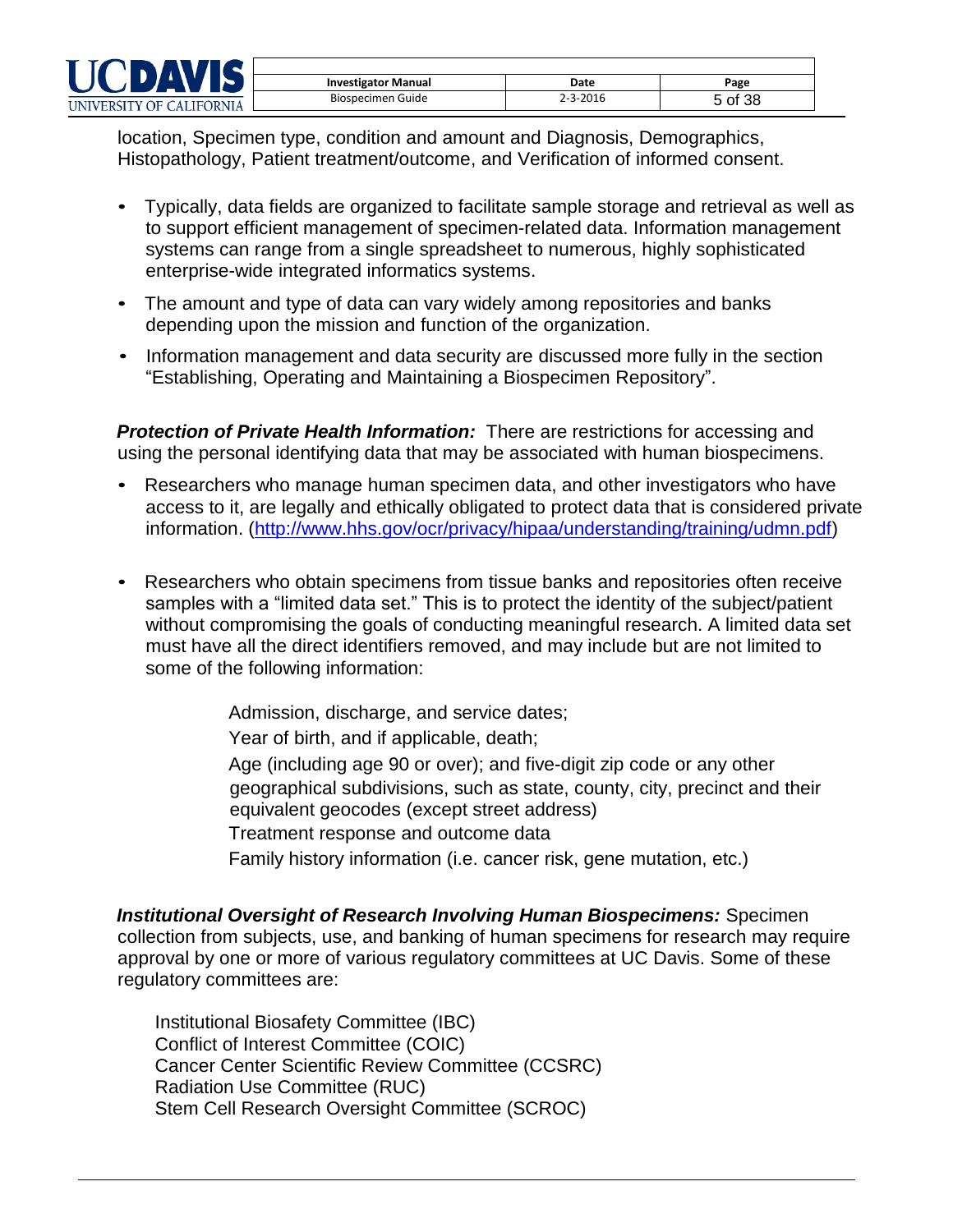location, Specimen type, condition and amount and Diagnosis, Demographics, Histopathology, Patient treatment/outcome, and Verification of informed consent.

- Typically, data fields are organized to facilitate sample storage and retrieval as well as to support efficient management of specimen-related data. Information management systems can range from a single spreadsheet to numerous, highly sophisticated enterprise-wide integrated informatics systems.
- The amount and type of data can vary widely among repositories and banks depending upon the mission and function of the organization.
- Information management and data security are discussed more fully in the section "Establishing, Operating and Maintaining a Biospecimen Repository".

***Protection of Private Health Information:*** There are restrictions for accessing and using the personal identifying data that may be associated with human biospecimens.

- Researchers who manage human specimen data, and other investigators who have access to it, are legally and ethically obligated to protect data that is considered private information. (http://www.hhs.gov/ocr/privacy/hipaa/understanding/training/udmn.pdf)

- Researchers who obtain specimens from tissue banks and repositories often receive samples with a "limited data set." This is to protect the identity of the subject/patient without compromising the goals of conducting meaningful research. A limited data set must have all the direct identifiers removed, and may include but are not limited to some of the following information:

  Admission, discharge, and service dates;
  Year of birth, and if applicable, death;
  Age (including age 90 or over); and five-digit zip code or any other geographical subdivisions, such as state, county, city, precinct and their equivalent geocodes (except street address)
  Treatment response and outcome data
  Family history information (i.e. cancer risk, gene mutation, etc.)

***Institutional Oversight of Research Involving Human Biospecimens:*** Specimen collection from subjects, use, and banking of human specimens for research may require approval by one or more of various regulatory committees at UC Davis. Some of these regulatory committees are:

Institutional Biosafety Committee (IBC)
Conflict of Interest Committee (COIC)
Cancer Center Scientific Review Committee (CCSRC)
Radiation Use Committee (RUC)
Stem Cell Research Oversight Committee (SCROC)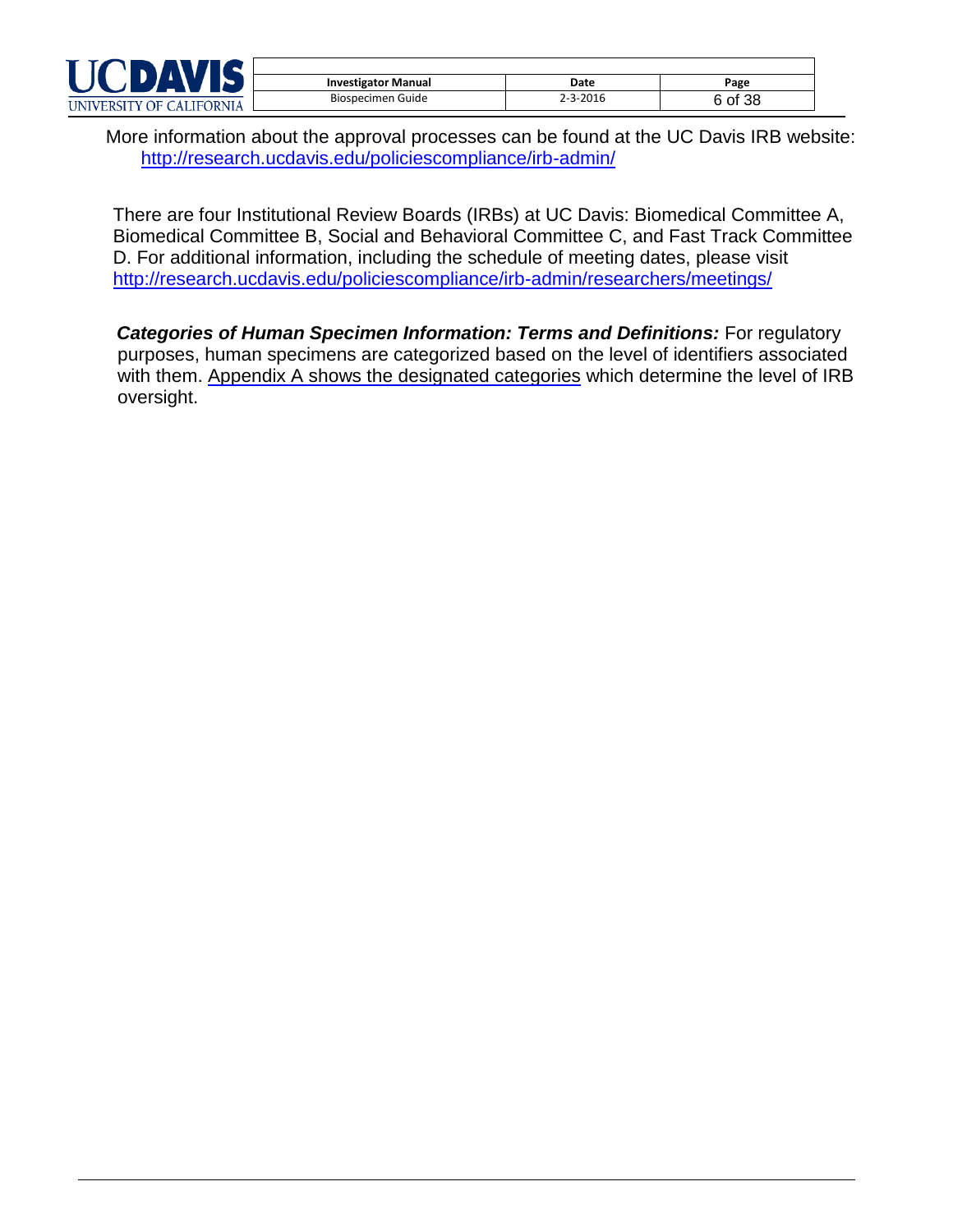More information about the approval processes can be found at the UC Davis IRB website: http://research.ucdavis.edu/policiescompliance/irb-admin/

There are four Institutional Review Boards (IRBs) at UC Davis: Biomedical Committee A, Biomedical Committee B, Social and Behavioral Committee C, and Fast Track Committee D. For additional information, including the schedule of meeting dates, please visit http://research.ucdavis.edu/policiescompliance/irb-admin/researchers/meetings/

***Categories of Human Specimen Information: Terms and Definitions:*** For regulatory purposes, human specimens are categorized based on the level of identifiers associated with them. Appendix A shows the designated categories which determine the level of IRB oversight.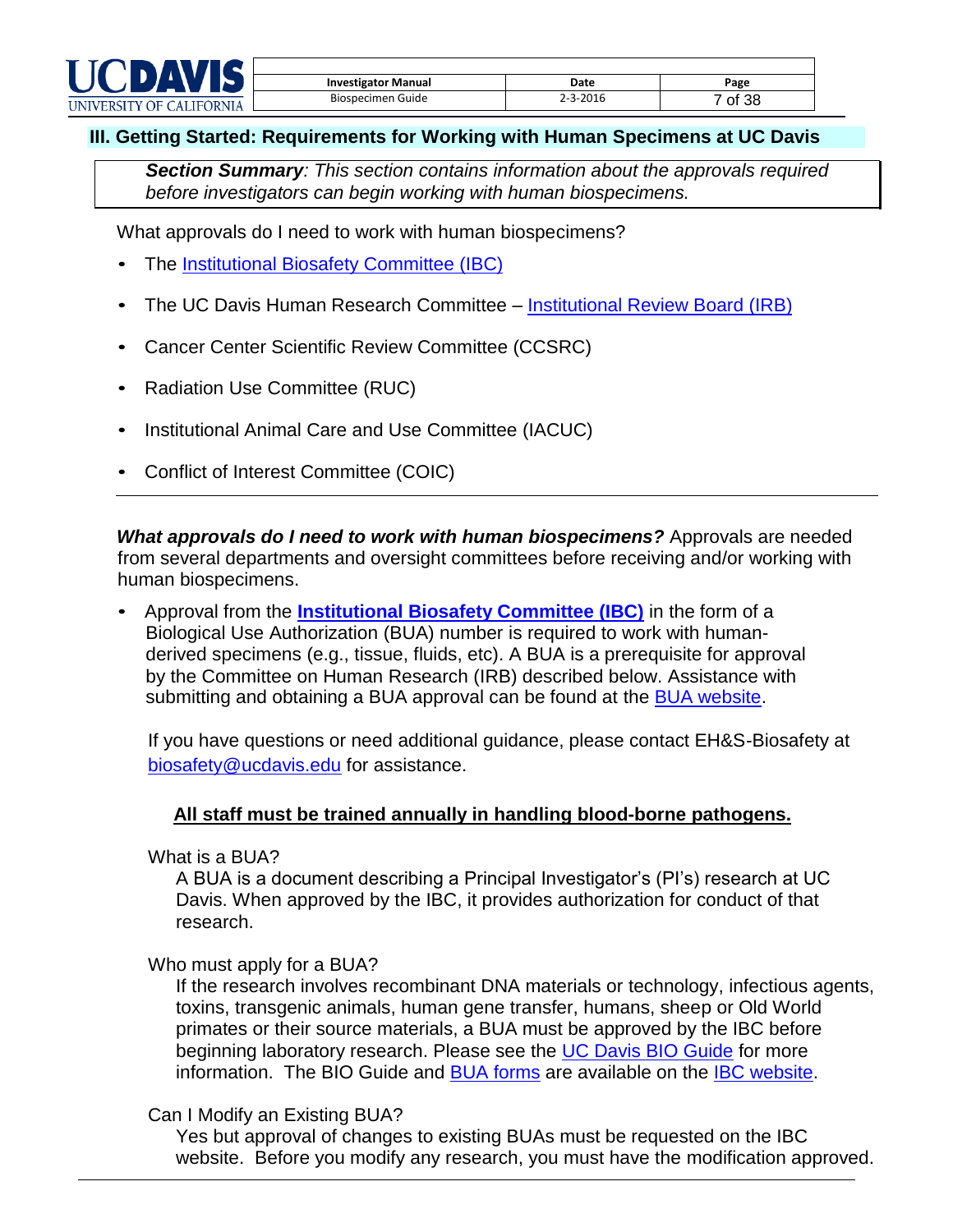## III. Getting Started: Requirements for Working with Human Specimens at UC Davis

***Section Summary**: This section contains information about the approvals required before investigators can begin working with human biospecimens.*

What approvals do I need to work with human biospecimens?

- The Institutional Biosafety Committee (IBC)
- The UC Davis Human Research Committee – Institutional Review Board (IRB)
- Cancer Center Scientific Review Committee (CCSRC)
- Radiation Use Committee (RUC)
- Institutional Animal Care and Use Committee (IACUC)
- Conflict of Interest Committee (COIC)

---

***What approvals do I need to work with human biospecimens?*** Approvals are needed from several departments and oversight committees before receiving and/or working with human biospecimens.

- Approval from the **Institutional Biosafety Committee (IBC)** in the form of a Biological Use Authorization (BUA) number is required to work with human-derived specimens (e.g., tissue, fluids, etc). A BUA is a prerequisite for approval by the Committee on Human Research (IRB) described below. Assistance with submitting and obtaining a BUA approval can be found at the BUA website.

  If you have questions or need additional guidance, please contact EH&S-Biosafety at biosafety@ucdavis.edu for assistance.

  **All staff must be trained annually in handling blood-borne pathogens.**

  What is a BUA?

  A BUA is a document describing a Principal Investigator's (PI's) research at UC Davis. When approved by the IBC, it provides authorization for conduct of that research.

  Who must apply for a BUA?

  If the research involves recombinant DNA materials or technology, infectious agents, toxins, transgenic animals, human gene transfer, humans, sheep or Old World primates or their source materials, a BUA must be approved by the IBC before beginning laboratory research. Please see the UC Davis BIO Guide for more information. The BIO Guide and BUA forms are available on the IBC website.

  Can I Modify an Existing BUA?

  Yes but approval of changes to existing BUAs must be requested on the IBC website. Before you modify any research, you must have the modification approved.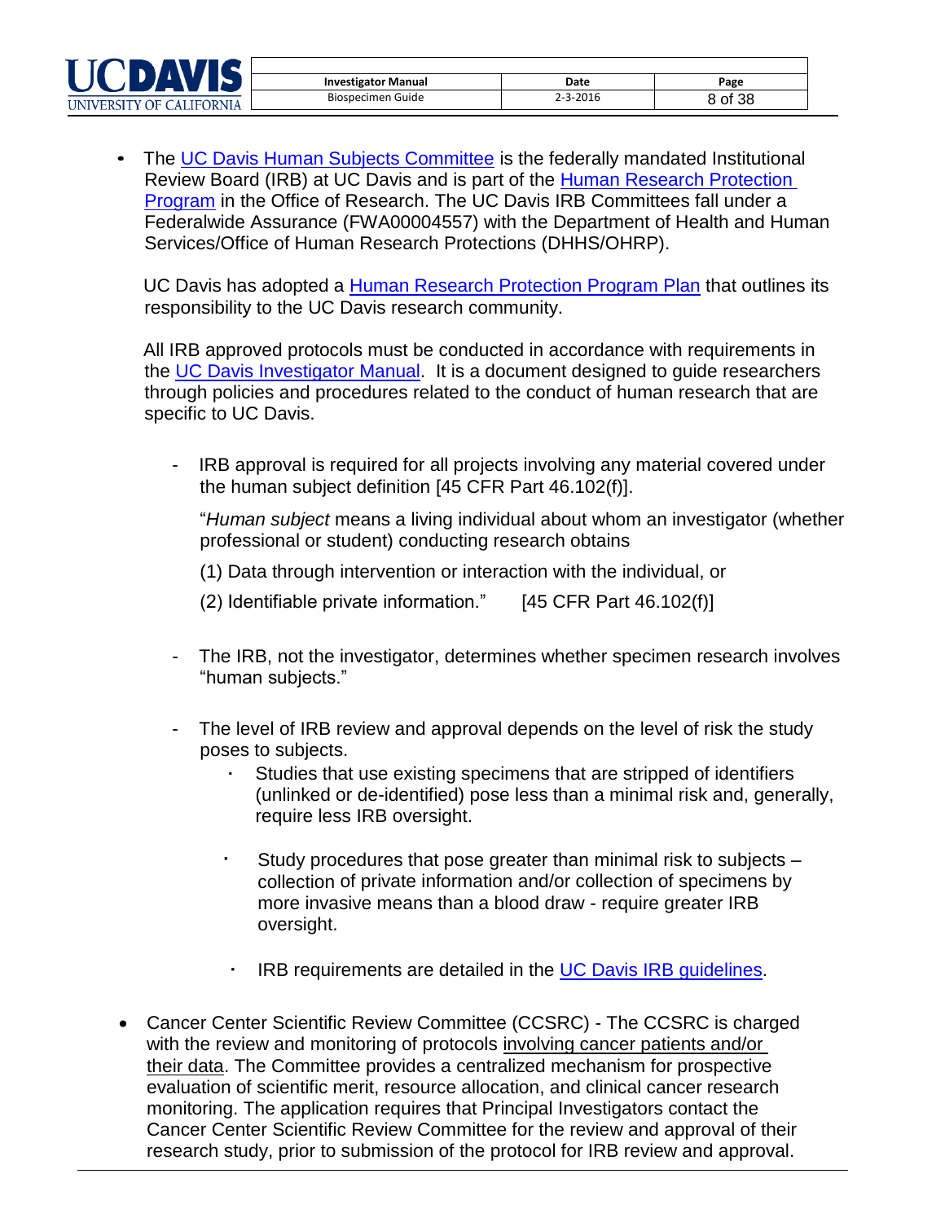- The UC Davis Human Subjects Committee is the federally mandated Institutional Review Board (IRB) at UC Davis and is part of the Human Research Protection Program in the Office of Research. The UC Davis IRB Committees fall under a Federalwide Assurance (FWA00004557) with the Department of Health and Human Services/Office of Human Research Protections (DHHS/OHRP).

  UC Davis has adopted a Human Research Protection Program Plan that outlines its responsibility to the UC Davis research community.

  All IRB approved protocols must be conducted in accordance with requirements in the UC Davis Investigator Manual. It is a document designed to guide researchers through policies and procedures related to the conduct of human research that are specific to UC Davis.

  - IRB approval is required for all projects involving any material covered under the human subject definition [45 CFR Part 46.102(f)].

    "*Human subject* means a living individual about whom an investigator (whether professional or student) conducting research obtains

    (1) Data through intervention or interaction with the individual, or

    (2) Identifiable private information." [45 CFR Part 46.102(f)]

  - The IRB, not the investigator, determines whether specimen research involves "human subjects."

  - The level of IRB review and approval depends on the level of risk the study poses to subjects.
    - Studies that use existing specimens that are stripped of identifiers (unlinked or de-identified) pose less than a minimal risk and, generally, require less IRB oversight.
    - Study procedures that pose greater than minimal risk to subjects – collection of private information and/or collection of specimens by more invasive means than a blood draw - require greater IRB oversight.
    - IRB requirements are detailed in the UC Davis IRB guidelines.

- Cancer Center Scientific Review Committee (CCSRC) - The CCSRC is charged with the review and monitoring of protocols involving cancer patients and/or their data. The Committee provides a centralized mechanism for prospective evaluation of scientific merit, resource allocation, and clinical cancer research monitoring. The application requires that Principal Investigators contact the Cancer Center Scientific Review Committee for the review and approval of their research study, prior to submission of the protocol for IRB review and approval.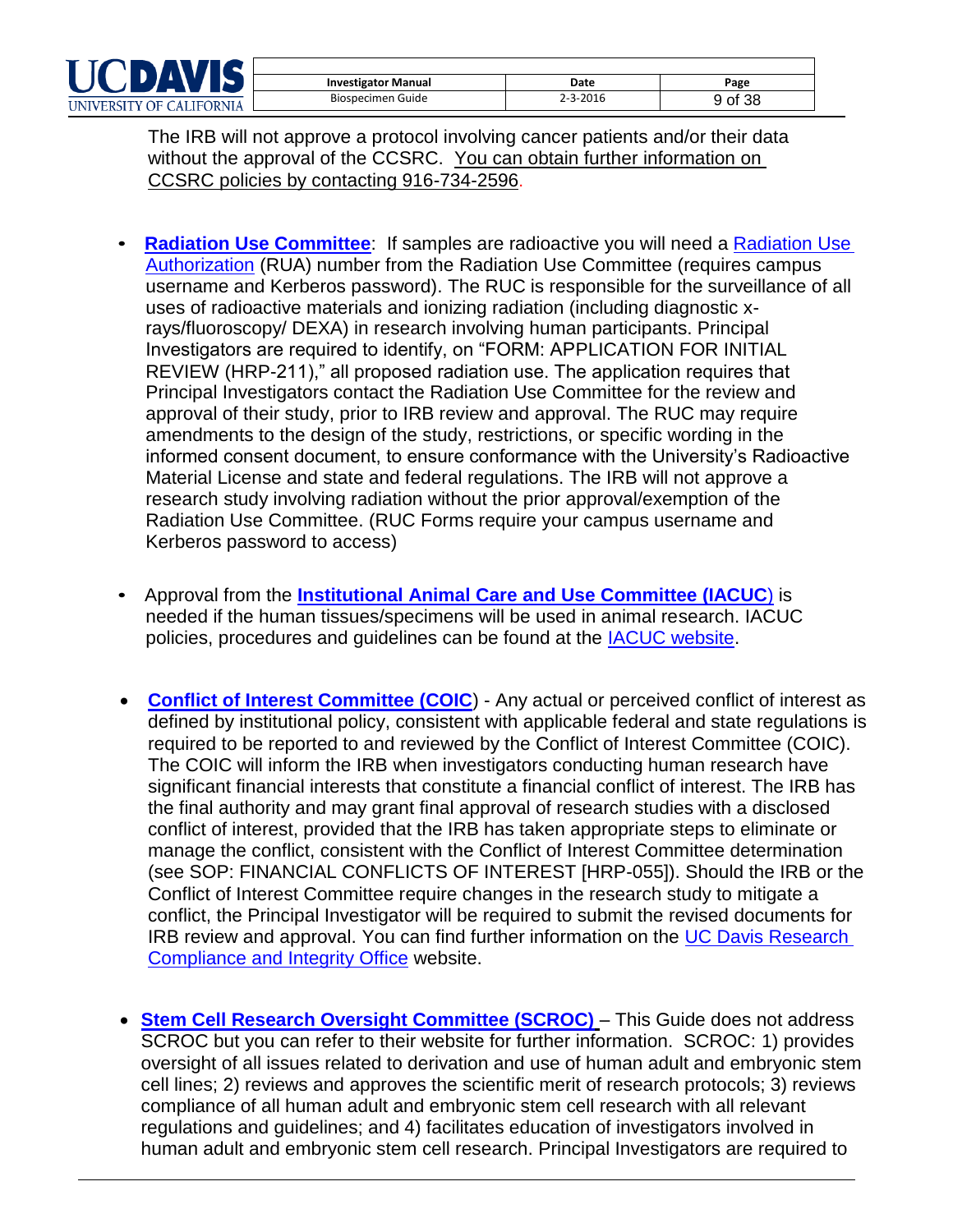The IRB will not approve a protocol involving cancer patients and/or their data without the approval of the CCSRC. You can obtain further information on CCSRC policies by contacting 916-734-2596.

- **Radiation Use Committee**: If samples are radioactive you will need a Radiation Use Authorization (RUA) number from the Radiation Use Committee (requires campus username and Kerberos password). The RUC is responsible for the surveillance of all uses of radioactive materials and ionizing radiation (including diagnostic x-rays/fluoroscopy/ DEXA) in research involving human participants. Principal Investigators are required to identify, on "FORM: APPLICATION FOR INITIAL REVIEW (HRP-211)," all proposed radiation use. The application requires that Principal Investigators contact the Radiation Use Committee for the review and approval of their study, prior to IRB review and approval. The RUC may require amendments to the design of the study, restrictions, or specific wording in the informed consent document, to ensure conformance with the University's Radioactive Material License and state and federal regulations. The IRB will not approve a research study involving radiation without the prior approval/exemption of the Radiation Use Committee. (RUC Forms require your campus username and Kerberos password to access)

- Approval from the **Institutional Animal Care and Use Committee (IACUC)** is needed if the human tissues/specimens will be used in animal research. IACUC policies, procedures and guidelines can be found at the IACUC website.

- **Conflict of Interest Committee (COIC)** - Any actual or perceived conflict of interest as defined by institutional policy, consistent with applicable federal and state regulations is required to be reported to and reviewed by the Conflict of Interest Committee (COIC). The COIC will inform the IRB when investigators conducting human research have significant financial interests that constitute a financial conflict of interest. The IRB has the final authority and may grant final approval of research studies with a disclosed conflict of interest, provided that the IRB has taken appropriate steps to eliminate or manage the conflict, consistent with the Conflict of Interest Committee determination (see SOP: FINANCIAL CONFLICTS OF INTEREST [HRP-055]). Should the IRB or the Conflict of Interest Committee require changes in the research study to mitigate a conflict, the Principal Investigator will be required to submit the revised documents for IRB review and approval. You can find further information on the UC Davis Research Compliance and Integrity Office website.

- **Stem Cell Research Oversight Committee (SCROC)** – This Guide does not address SCROC but you can refer to their website for further information. SCROC: 1) provides oversight of all issues related to derivation and use of human adult and embryonic stem cell lines; 2) reviews and approves the scientific merit of research protocols; 3) reviews compliance of all human adult and embryonic stem cell research with all relevant regulations and guidelines; and 4) facilitates education of investigators involved in human adult and embryonic stem cell research. Principal Investigators are required to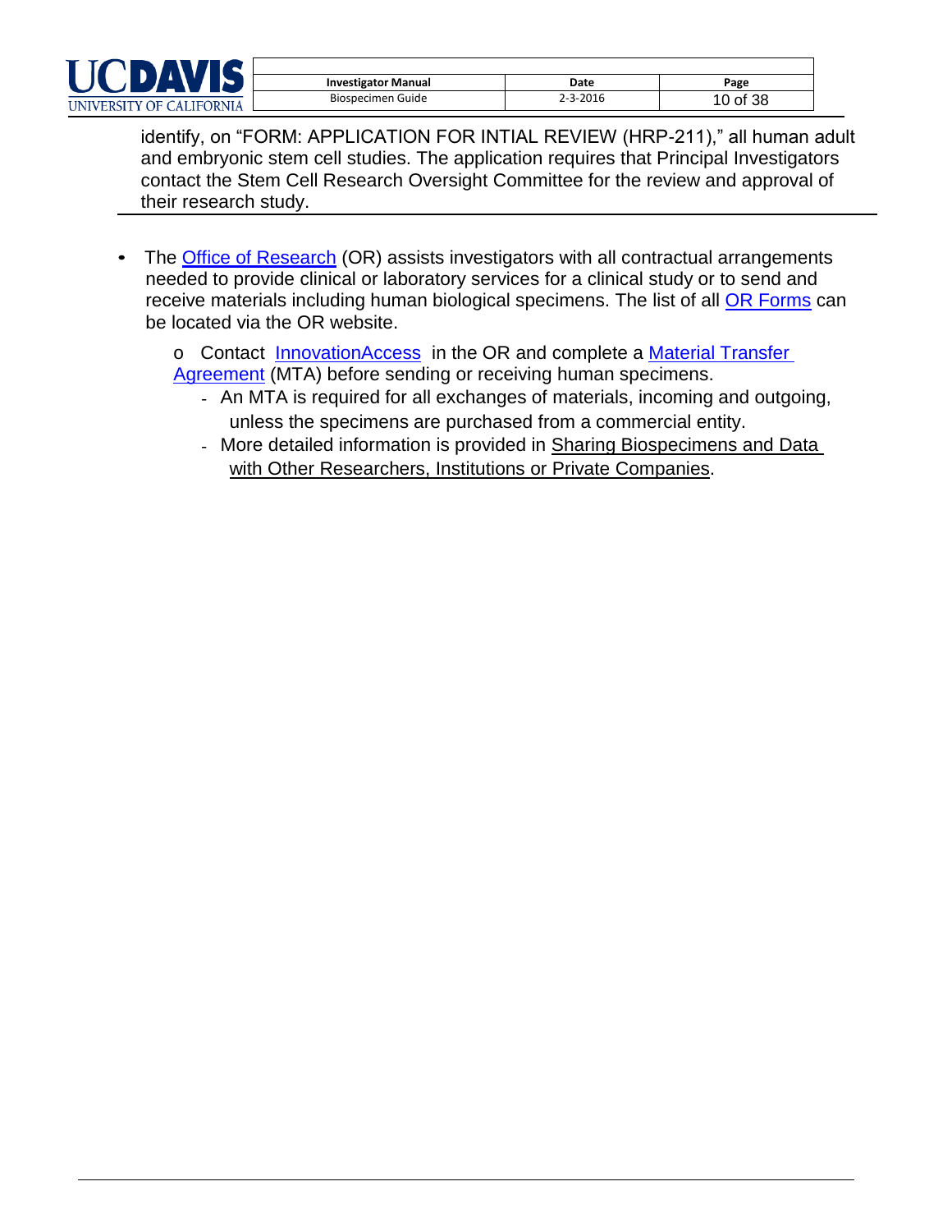identify, on "FORM: APPLICATION FOR INTIAL REVIEW (HRP-211)," all human adult and embryonic stem cell studies. The application requires that Principal Investigators contact the Stem Cell Research Oversight Committee for the review and approval of their research study.

---

- The Office of Research (OR) assists investigators with all contractual arrangements needed to provide clinical or laboratory services for a clinical study or to send and receive materials including human biological specimens. The list of all OR Forms can be located via the OR website.
  - Contact InnovationAccess in the OR and complete a Material Transfer Agreement (MTA) before sending or receiving human specimens.
    - An MTA is required for all exchanges of materials, incoming and outgoing, unless the specimens are purchased from a commercial entity.
    - More detailed information is provided in Sharing Biospecimens and Data with Other Researchers, Institutions or Private Companies.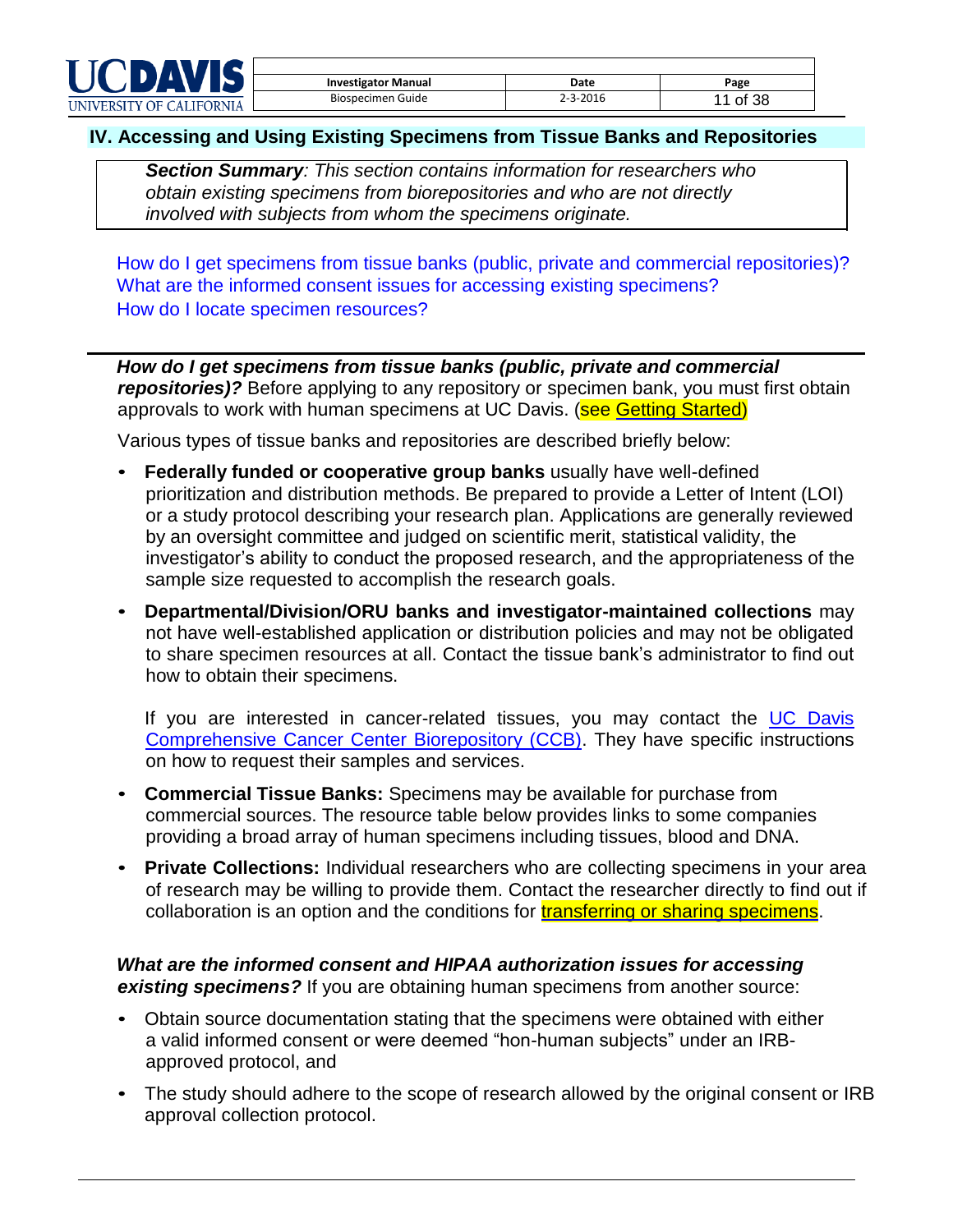## IV. Accessing and Using Existing Specimens from Tissue Banks and Repositories

***Section Summary**: This section contains information for researchers who obtain existing specimens from biorepositories and who are not directly involved with subjects from whom the specimens originate.*

How do I get specimens from tissue banks (public, private and commercial repositories)?
What are the informed consent issues for accessing existing specimens?
How do I locate specimen resources?

***How do I get specimens from tissue banks (public, private and commercial repositories)?*** Before applying to any repository or specimen bank, you must first obtain approvals to work with human specimens at UC Davis. (see Getting Started)

Various types of tissue banks and repositories are described briefly below:

- **Federally funded or cooperative group banks** usually have well-defined prioritization and distribution methods. Be prepared to provide a Letter of Intent (LOI) or a study protocol describing your research plan. Applications are generally reviewed by an oversight committee and judged on scientific merit, statistical validity, the investigator's ability to conduct the proposed research, and the appropriateness of the sample size requested to accomplish the research goals.
- **Departmental/Division/ORU banks and investigator-maintained collections** may not have well-established application or distribution policies and may not be obligated to share specimen resources at all. Contact the tissue bank's administrator to find out how to obtain their specimens.

  If you are interested in cancer-related tissues, you may contact the UC Davis Comprehensive Cancer Center Biorepository (CCB). They have specific instructions on how to request their samples and services.
- **Commercial Tissue Banks:** Specimens may be available for purchase from commercial sources. The resource table below provides links to some companies providing a broad array of human specimens including tissues, blood and DNA.
- **Private Collections:** Individual researchers who are collecting specimens in your area of research may be willing to provide them. Contact the researcher directly to find out if collaboration is an option and the conditions for transferring or sharing specimens.

***What are the informed consent and HIPAA authorization issues for accessing existing specimens?*** If you are obtaining human specimens from another source:

- Obtain source documentation stating that the specimens were obtained with either a valid informed consent or were deemed "hon-human subjects" under an IRB-approved protocol, and
- The study should adhere to the scope of research allowed by the original consent or IRB approval collection protocol.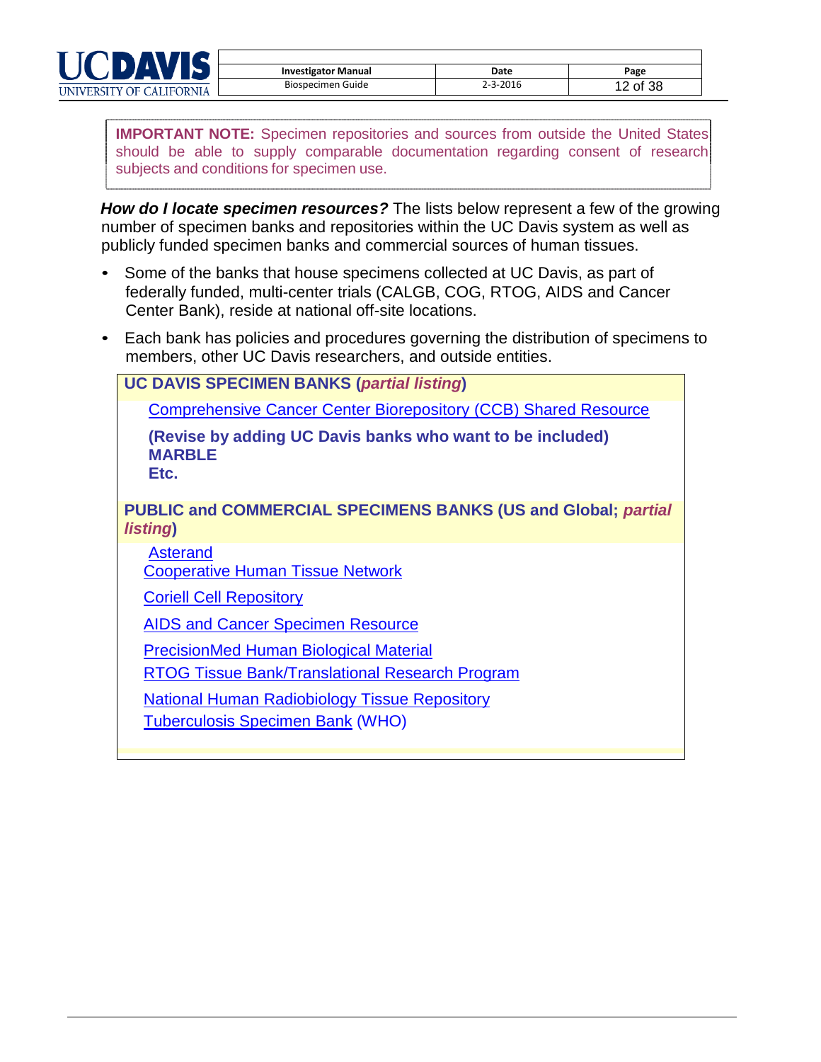**IMPORTANT NOTE:** Specimen repositories and sources from outside the United States should be able to supply comparable documentation regarding consent of research subjects and conditions for specimen use.

***How do I locate specimen resources?*** The lists below represent a few of the growing number of specimen banks and repositories within the UC Davis system as well as publicly funded specimen banks and commercial sources of human tissues.

- Some of the banks that house specimens collected at UC Davis, as part of federally funded, multi-center trials (CALGB, COG, RTOG, AIDS and Cancer Center Bank), reside at national off-site locations.
- Each bank has policies and procedures governing the distribution of specimens to members, other UC Davis researchers, and outside entities.

**UC DAVIS SPECIMEN BANKS (*partial listing*)**

Comprehensive Cancer Center Biorepository (CCB) Shared Resource

**(Revise by adding UC Davis banks who want to be included)**
**MARBLE**
**Etc.**

**PUBLIC and COMMERCIAL SPECIMENS BANKS (US and Global; *partial listing*)**

Asterand
Cooperative Human Tissue Network

Coriell Cell Repository

AIDS and Cancer Specimen Resource

PrecisionMed Human Biological Material
RTOG Tissue Bank/Translational Research Program

National Human Radiobiology Tissue Repository
Tuberculosis Specimen Bank (WHO)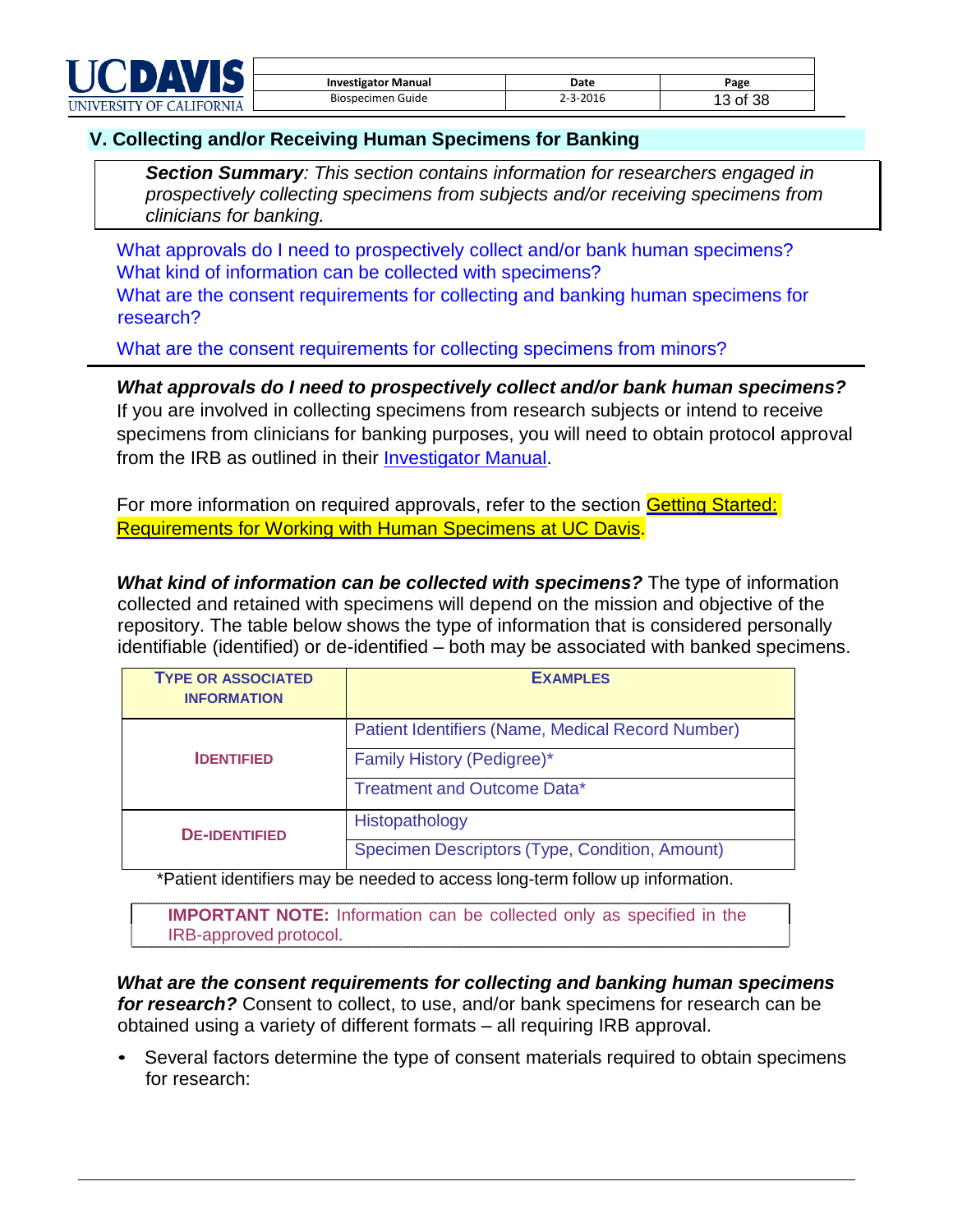## V. Collecting and/or Receiving Human Specimens for Banking

> ***Section Summary**: This section contains information for researchers engaged in prospectively collecting specimens from subjects and/or receiving specimens from clinicians for banking.*

What approvals do I need to prospectively collect and/or bank human specimens?
What kind of information can be collected with specimens?
What are the consent requirements for collecting and banking human specimens for research?

What are the consent requirements for collecting specimens from minors?

***What approvals do I need to prospectively collect and/or bank human specimens?***
If you are involved in collecting specimens from research subjects or intend to receive specimens from clinicians for banking purposes, you will need to obtain protocol approval from the IRB as outlined in their Investigator Manual.

For more information on required approvals, refer to the section Getting Started: Requirements for Working with Human Specimens at UC Davis.

***What kind of information can be collected with specimens?*** The type of information collected and retained with specimens will depend on the mission and objective of the repository. The table below shows the type of information that is considered personally identifiable (identified) or de-identified – both may be associated with banked specimens.

| TYPE OR ASSOCIATED INFORMATION | EXAMPLES |
|---|---|
| IDENTIFIED | Patient Identifiers (Name, Medical Record Number) |
| | Family History (Pedigree)* |
| | Treatment and Outcome Data* |
| DE-IDENTIFIED | Histopathology |
| | Specimen Descriptors (Type, Condition, Amount) |

*Patient identifiers may be needed to access long-term follow up information.

> **IMPORTANT NOTE:** Information can be collected only as specified in the IRB-approved protocol.

***What are the consent requirements for collecting and banking human specimens for research?*** Consent to collect, to use, and/or bank specimens for research can be obtained using a variety of different formats – all requiring IRB approval.

- Several factors determine the type of consent materials required to obtain specimens for research: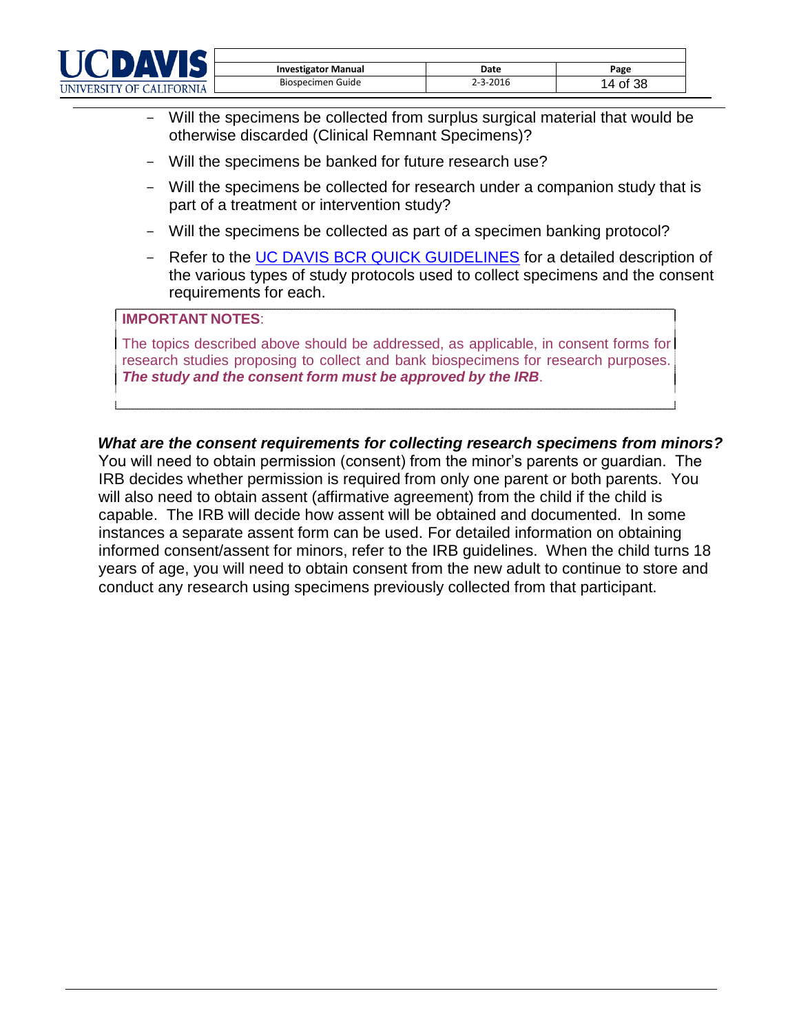- Will the specimens be collected from surplus surgical material that would be otherwise discarded (Clinical Remnant Specimens)?
- Will the specimens be banked for future research use?
- Will the specimens be collected for research under a companion study that is part of a treatment or intervention study?
- Will the specimens be collected as part of a specimen banking protocol?
- Refer to the [UC DAVIS BCR QUICK GUIDELINES] for a detailed description of the various types of study protocols used to collect specimens and the consent requirements for each.

> **IMPORTANT NOTES**:
>
> The topics described above should be addressed, as applicable, in consent forms for research studies proposing to collect and bank biospecimens for research purposes. ***The study and the consent form must be approved by the IRB***.

***What are the consent requirements for collecting research specimens from minors?***

You will need to obtain permission (consent) from the minor's parents or guardian. The IRB decides whether permission is required from only one parent or both parents. You will also need to obtain assent (affirmative agreement) from the child if the child is capable. The IRB will decide how assent will be obtained and documented. In some instances a separate assent form can be used. For detailed information on obtaining informed consent/assent for minors, refer to the IRB guidelines. When the child turns 18 years of age, you will need to obtain consent from the new adult to continue to store and conduct any research using specimens previously collected from that participant.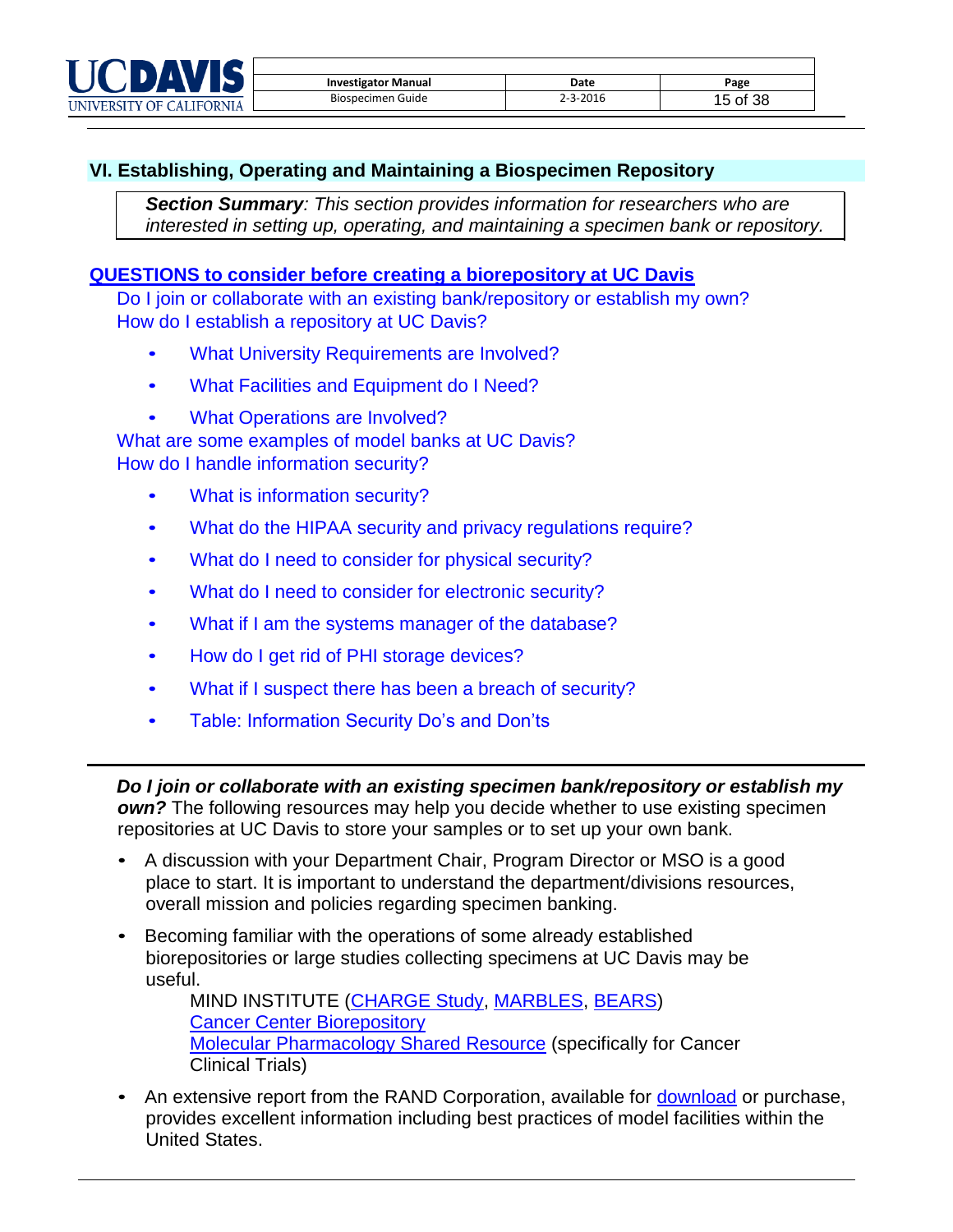## VI. Establishing, Operating and Maintaining a Biospecimen Repository

> ***Section Summary**: This section provides information for researchers who are interested in setting up, operating, and maintaining a specimen bank or repository.*

**QUESTIONS to consider before creating a biorepository at UC Davis**

Do I join or collaborate with an existing bank/repository or establish my own?

How do I establish a repository at UC Davis?

- What University Requirements are Involved?
- What Facilities and Equipment do I Need?
- What Operations are Involved?

What are some examples of model banks at UC Davis?

How do I handle information security?

- What is information security?
- What do the HIPAA security and privacy regulations require?
- What do I need to consider for physical security?
- What do I need to consider for electronic security?
- What if I am the systems manager of the database?
- How do I get rid of PHI storage devices?
- What if I suspect there has been a breach of security?
- Table: Information Security Do's and Don'ts

---

***Do I join or collaborate with an existing specimen bank/repository or establish my own?*** The following resources may help you decide whether to use existing specimen repositories at UC Davis to store your samples or to set up your own bank.

- A discussion with your Department Chair, Program Director or MSO is a good place to start. It is important to understand the department/divisions resources, overall mission and policies regarding specimen banking.
- Becoming familiar with the operations of some already established biorepositories or large studies collecting specimens at UC Davis may be useful.

  MIND INSTITUTE (CHARGE Study, MARBLES, BEARS)
  Cancer Center Biorepository
  Molecular Pharmacology Shared Resource (specifically for Cancer Clinical Trials)

- An extensive report from the RAND Corporation, available for download or purchase, provides excellent information including best practices of model facilities within the United States.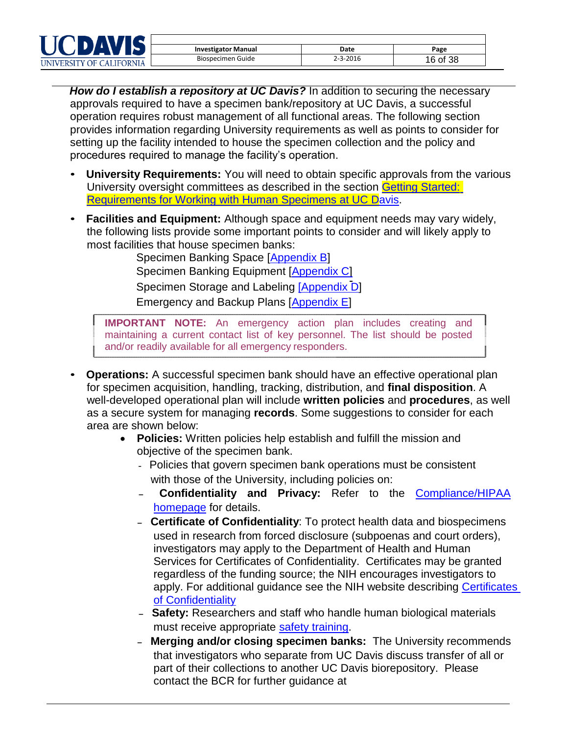***How do I establish a repository at UC Davis?*** In addition to securing the necessary approvals required to have a specimen bank/repository at UC Davis, a successful operation requires robust management of all functional areas. The following section provides information regarding University requirements as well as points to consider for setting up the facility intended to house the specimen collection and the policy and procedures required to manage the facility's operation.

- **University Requirements:** You will need to obtain specific approvals from the various University oversight committees as described in the section Getting Started: Requirements for Working with Human Specimens at UC Davis.
- **Facilities and Equipment:** Although space and equipment needs may vary widely, the following lists provide some important points to consider and will likely apply to most facilities that house specimen banks:

  Specimen Banking Space [Appendix B]

  Specimen Banking Equipment [Appendix C]

  Specimen Storage and Labeling [Appendix D]

  Emergency and Backup Plans [Appendix E]

> **IMPORTANT NOTE:** An emergency action plan includes creating and maintaining a current contact list of key personnel. The list should be posted and/or readily available for all emergency responders.

- **Operations:** A successful specimen bank should have an effective operational plan for specimen acquisition, handling, tracking, distribution, and **final disposition**. A well-developed operational plan will include **written policies** and **procedures**, as well as a secure system for managing **records**. Some suggestions to consider for each area are shown below:
  - **Policies:** Written policies help establish and fulfill the mission and objective of the specimen bank.
    - Policies that govern specimen bank operations must be consistent with those of the University, including policies on:
    - **Confidentiality and Privacy:** Refer to the Compliance/HIPAA homepage for details.
    - **Certificate of Confidentiality**: To protect health data and biospecimens used in research from forced disclosure (subpoenas and court orders), investigators may apply to the Department of Health and Human Services for Certificates of Confidentiality. Certificates may be granted regardless of the funding source; the NIH encourages investigators to apply. For additional guidance see the NIH website describing Certificates of Confidentiality
    - **Safety:** Researchers and staff who handle human biological materials must receive appropriate safety training.
    - **Merging and/or closing specimen banks:** The University recommends that investigators who separate from UC Davis discuss transfer of all or part of their collections to another UC Davis biorepository. Please contact the BCR for further guidance at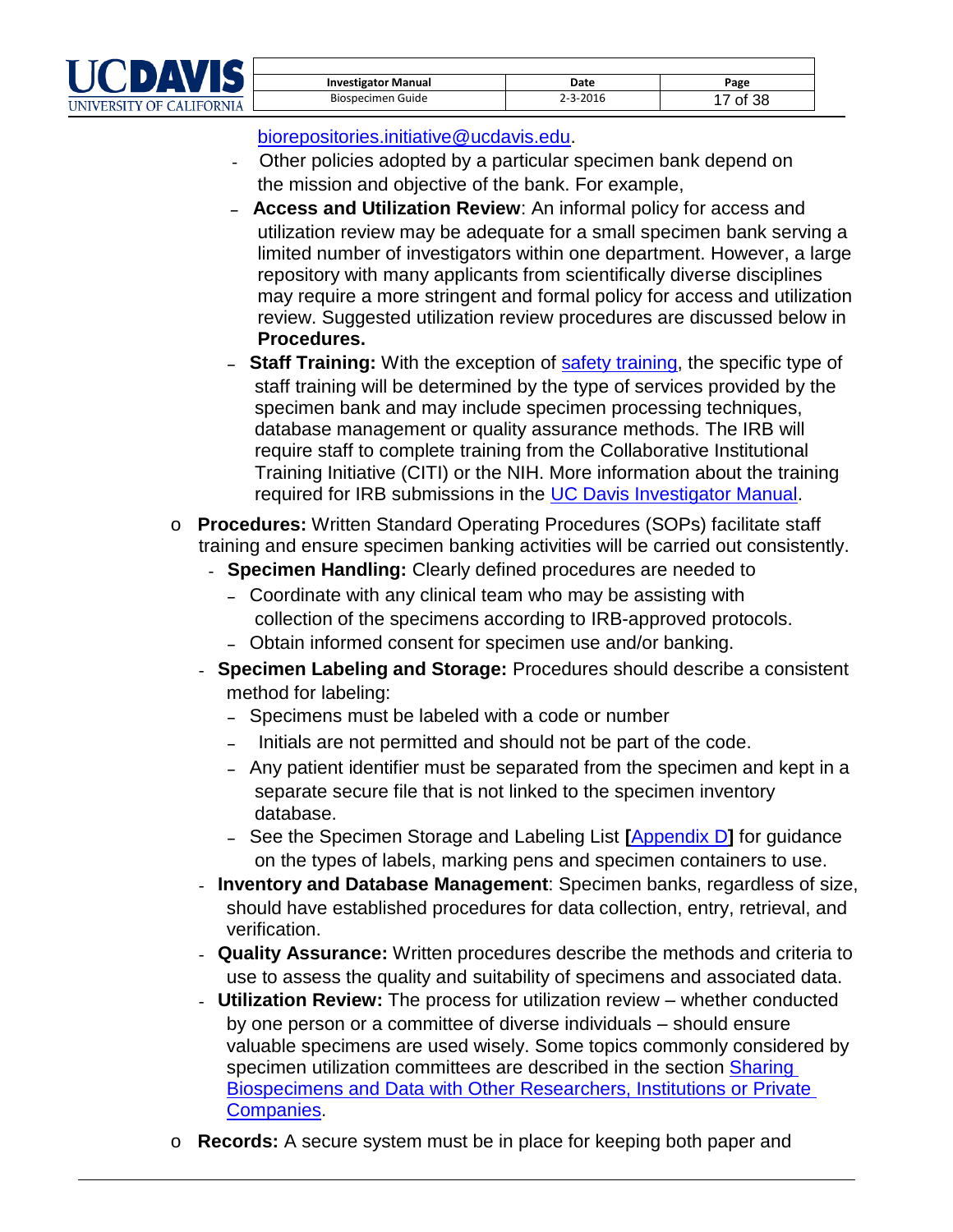biorepositories.initiative@ucdavis.edu.

- Other policies adopted by a particular specimen bank depend on the mission and objective of the bank. For example,
  - **Access and Utilization Review**: An informal policy for access and utilization review may be adequate for a small specimen bank serving a limited number of investigators within one department. However, a large repository with many applicants from scientifically diverse disciplines may require a more stringent and formal policy for access and utilization review. Suggested utilization review procedures are discussed below in **Procedures.**
  - **Staff Training:** With the exception of safety training, the specific type of staff training will be determined by the type of services provided by the specimen bank and may include specimen processing techniques, database management or quality assurance methods. The IRB will require staff to complete training from the Collaborative Institutional Training Initiative (CITI) or the NIH. More information about the training required for IRB submissions in the UC Davis Investigator Manual.

- **Procedures:** Written Standard Operating Procedures (SOPs) facilitate staff training and ensure specimen banking activities will be carried out consistently.
  - **Specimen Handling:** Clearly defined procedures are needed to
    - Coordinate with any clinical team who may be assisting with collection of the specimens according to IRB-approved protocols.
    - Obtain informed consent for specimen use and/or banking.
  - **Specimen Labeling and Storage:** Procedures should describe a consistent method for labeling:
    - Specimens must be labeled with a code or number
    - Initials are not permitted and should not be part of the code.
    - Any patient identifier must be separated from the specimen and kept in a separate secure file that is not linked to the specimen inventory database.
    - See the Specimen Storage and Labeling List **[**Appendix D**]** for guidance on the types of labels, marking pens and specimen containers to use.
  - **Inventory and Database Management**: Specimen banks, regardless of size, should have established procedures for data collection, entry, retrieval, and verification.
  - **Quality Assurance:** Written procedures describe the methods and criteria to use to assess the quality and suitability of specimens and associated data.
  - **Utilization Review:** The process for utilization review – whether conducted by one person or a committee of diverse individuals – should ensure valuable specimens are used wisely. Some topics commonly considered by specimen utilization committees are described in the section Sharing Biospecimens and Data with Other Researchers, Institutions or Private Companies.

- **Records:** A secure system must be in place for keeping both paper and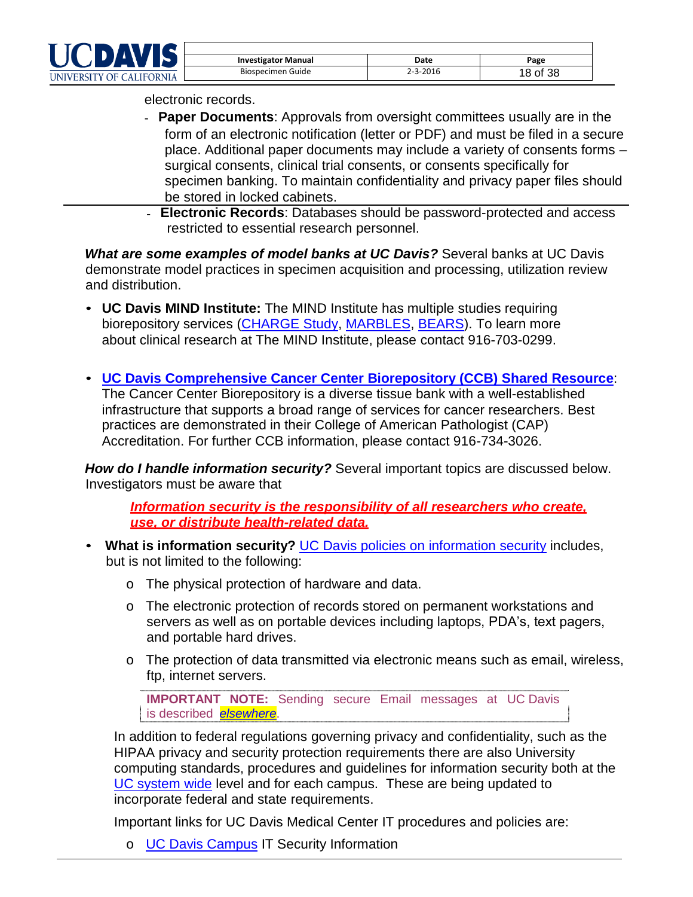electronic records.

- **Paper Documents**: Approvals from oversight committees usually are in the form of an electronic notification (letter or PDF) and must be filed in a secure place. Additional paper documents may include a variety of consents forms – surgical consents, clinical trial consents, or consents specifically for specimen banking. To maintain confidentiality and privacy paper files should be stored in locked cabinets.
- **Electronic Records**: Databases should be password-protected and access restricted to essential research personnel.

***What are some examples of model banks at UC Davis?*** Several banks at UC Davis demonstrate model practices in specimen acquisition and processing, utilization review and distribution.

- **UC Davis MIND Institute:** The MIND Institute has multiple studies requiring biorepository services (CHARGE Study, MARBLES, BEARS). To learn more about clinical research at The MIND Institute, please contact 916-703-0299.

- **UC Davis Comprehensive Cancer Center Biorepository (CCB) Shared Resource**: The Cancer Center Biorepository is a diverse tissue bank with a well-established infrastructure that supports a broad range of services for cancer researchers. Best practices are demonstrated in their College of American Pathologist (CAP) Accreditation. For further CCB information, please contact 916-734-3026.

***How do I handle information security?*** Several important topics are discussed below. Investigators must be aware that

> ***Information security is the responsibility of all researchers who create, use, or distribute health-related data.***

- **What is information security?** UC Davis policies on information security includes, but is not limited to the following:
  - The physical protection of hardware and data.
  - The electronic protection of records stored on permanent workstations and servers as well as on portable devices including laptops, PDA's, text pagers, and portable hard drives.
  - The protection of data transmitted via electronic means such as email, wireless, ftp, internet servers.

  > **IMPORTANT NOTE:** Sending secure Email messages at UC Davis is described *elsewhere*.

  In addition to federal regulations governing privacy and confidentiality, such as the HIPAA privacy and security protection requirements there are also University computing standards, procedures and guidelines for information security both at the UC system wide level and for each campus. These are being updated to incorporate federal and state requirements.

  Important links for UC Davis Medical Center IT procedures and policies are:

  - UC Davis Campus IT Security Information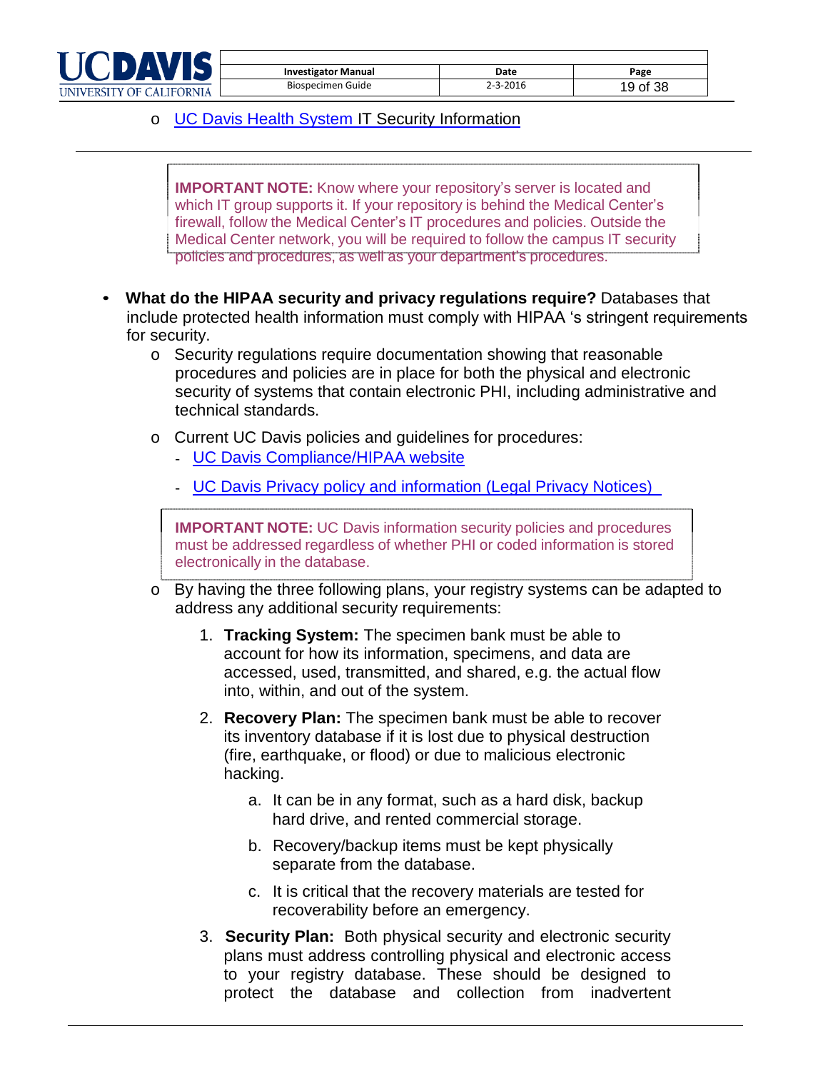- UC Davis Health System IT Security Information

> **IMPORTANT NOTE:** Know where your repository's server is located and which IT group supports it. If your repository is behind the Medical Center's firewall, follow the Medical Center's IT procedures and policies. Outside the Medical Center network, you will be required to follow the campus IT security policies and procedures, as well as your department's procedures.

- **What do the HIPAA security and privacy regulations require?** Databases that include protected health information must comply with HIPAA 's stringent requirements for security.
  - Security regulations require documentation showing that reasonable procedures and policies are in place for both the physical and electronic security of systems that contain electronic PHI, including administrative and technical standards.
  - Current UC Davis policies and guidelines for procedures:
    - UC Davis Compliance/HIPAA website
    - UC Davis Privacy policy and information (Legal Privacy Notices)

> **IMPORTANT NOTE:** UC Davis information security policies and procedures must be addressed regardless of whether PHI or coded information is stored electronically in the database.

  - By having the three following plans, your registry systems can be adapted to address any additional security requirements:
    1. **Tracking System:** The specimen bank must be able to account for how its information, specimens, and data are accessed, used, transmitted, and shared, e.g. the actual flow into, within, and out of the system.
    2. **Recovery Plan:** The specimen bank must be able to recover its inventory database if it is lost due to physical destruction (fire, earthquake, or flood) or due to malicious electronic hacking.
       a. It can be in any format, such as a hard disk, backup hard drive, and rented commercial storage.
       b. Recovery/backup items must be kept physically separate from the database.
       c. It is critical that the recovery materials are tested for recoverability before an emergency.
    3. **Security Plan:** Both physical security and electronic security plans must address controlling physical and electronic access to your registry database. These should be designed to protect the database and collection from inadvertent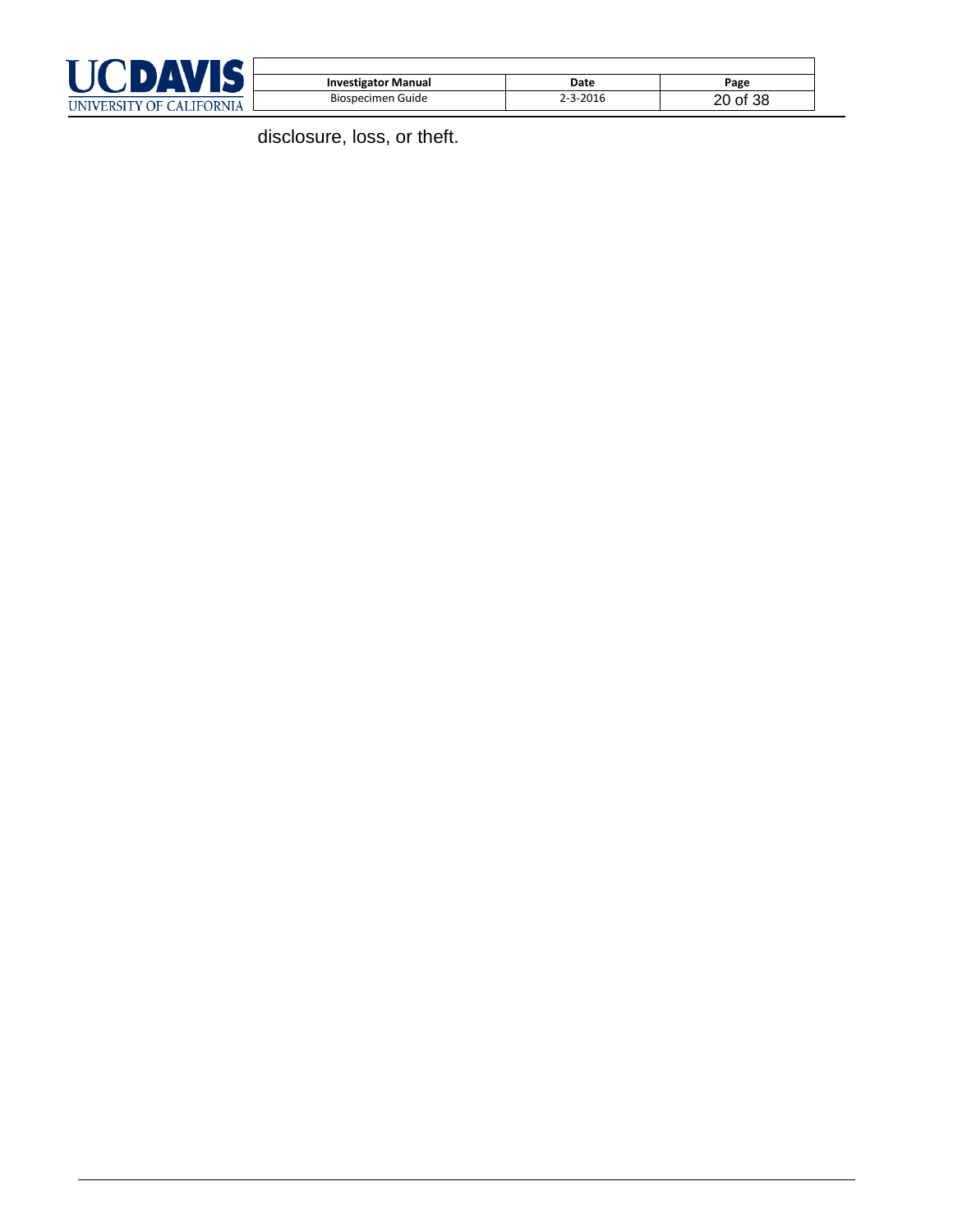disclosure, loss, or theft.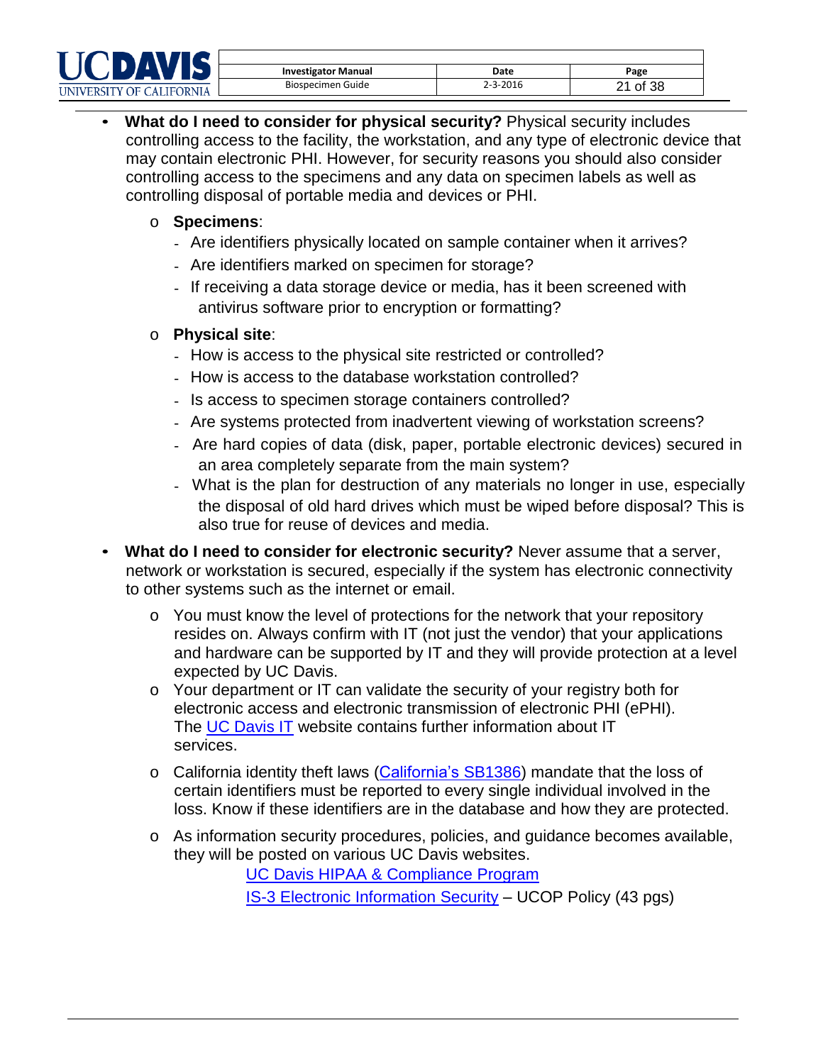- **What do I need to consider for physical security?** Physical security includes controlling access to the facility, the workstation, and any type of electronic device that may contain electronic PHI. However, for security reasons you should also consider controlling access to the specimens and any data on specimen labels as well as controlling disposal of portable media and devices or PHI.
  - **Specimens**:
    - Are identifiers physically located on sample container when it arrives?
    - Are identifiers marked on specimen for storage?
    - If receiving a data storage device or media, has it been screened with antivirus software prior to encryption or formatting?
  - **Physical site**:
    - How is access to the physical site restricted or controlled?
    - How is access to the database workstation controlled?
    - Is access to specimen storage containers controlled?
    - Are systems protected from inadvertent viewing of workstation screens?
    - Are hard copies of data (disk, paper, portable electronic devices) secured in an area completely separate from the main system?
    - What is the plan for destruction of any materials no longer in use, especially the disposal of old hard drives which must be wiped before disposal? This is also true for reuse of devices and media.
- **What do I need to consider for electronic security?** Never assume that a server, network or workstation is secured, especially if the system has electronic connectivity to other systems such as the internet or email.
  - You must know the level of protections for the network that your repository resides on. Always confirm with IT (not just the vendor) that your applications and hardware can be supported by IT and they will provide protection at a level expected by UC Davis.
  - Your department or IT can validate the security of your registry both for electronic access and electronic transmission of electronic PHI (ePHI). The UC Davis IT website contains further information about IT services.
  - California identity theft laws (California's SB1386) mandate that the loss of certain identifiers must be reported to every single individual involved in the loss. Know if these identifiers are in the database and how they are protected.
  - As information security procedures, policies, and guidance becomes available, they will be posted on various UC Davis websites.

    UC Davis HIPAA & Compliance Program

    IS-3 Electronic Information Security – UCOP Policy (43 pgs)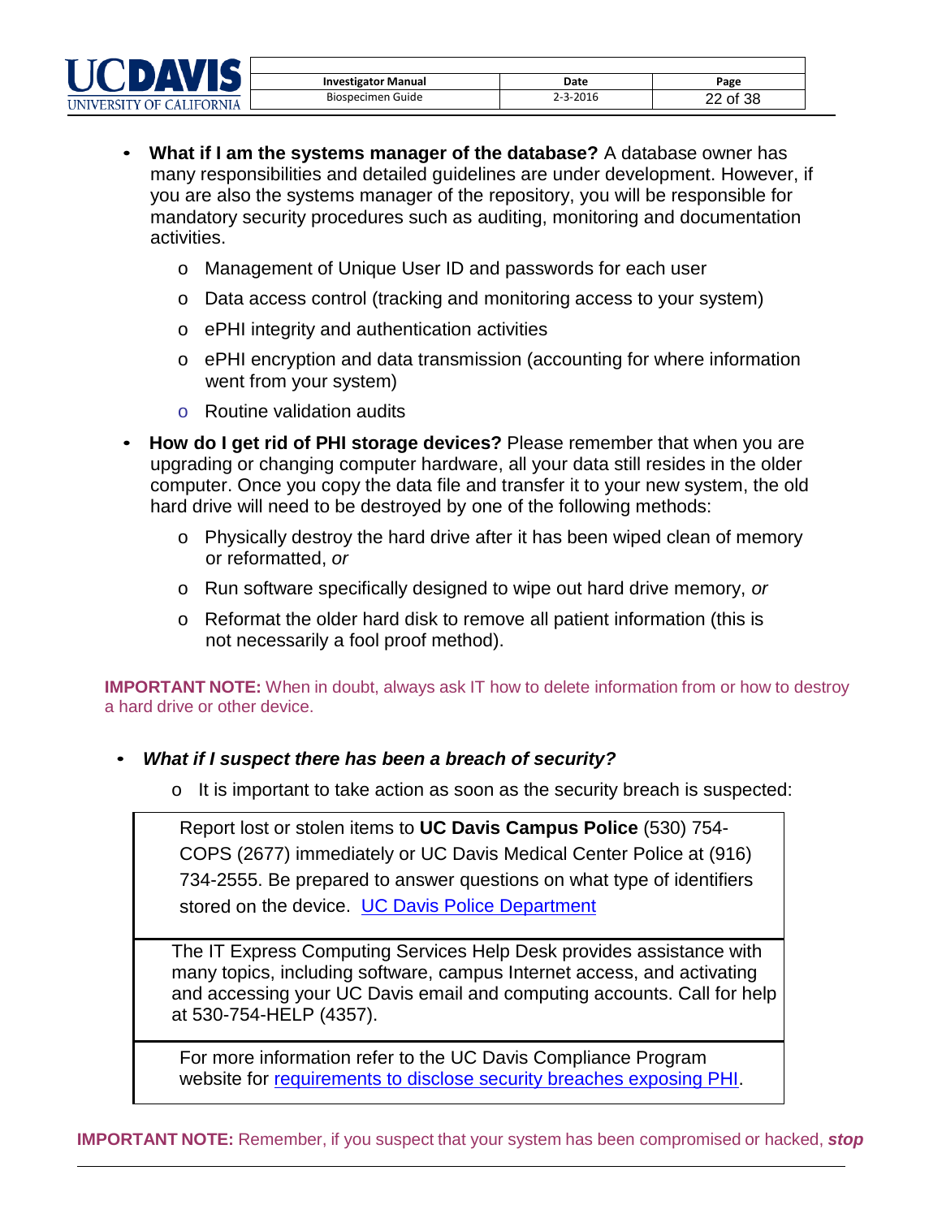- **What if I am the systems manager of the database?** A database owner has many responsibilities and detailed guidelines are under development. However, if you are also the systems manager of the repository, you will be responsible for mandatory security procedures such as auditing, monitoring and documentation activities.
  - Management of Unique User ID and passwords for each user
  - Data access control (tracking and monitoring access to your system)
  - ePHI integrity and authentication activities
  - ePHI encryption and data transmission (accounting for where information went from your system)
  - Routine validation audits
- **How do I get rid of PHI storage devices?** Please remember that when you are upgrading or changing computer hardware, all your data still resides in the older computer. Once you copy the data file and transfer it to your new system, the old hard drive will need to be destroyed by one of the following methods:
  - Physically destroy the hard drive after it has been wiped clean of memory or reformatted, *or*
  - Run software specifically designed to wipe out hard drive memory, *or*
  - Reformat the older hard disk to remove all patient information (this is not necessarily a fool proof method).

**IMPORTANT NOTE:** When in doubt, always ask IT how to delete information from or how to destroy a hard drive or other device.

- ***What if I suspect there has been a breach of security?***
  - It is important to take action as soon as the security breach is suspected:

| |
|---|
| Report lost or stolen items to **UC Davis Campus Police** (530) 754-COPS (2677) immediately or UC Davis Medical Center Police at (916) 734-2555. Be prepared to answer questions on what type of identifiers stored on the device. [UC Davis Police Department]() |
| The IT Express Computing Services Help Desk provides assistance with many topics, including software, campus Internet access, and activating and accessing your UC Davis email and computing accounts. Call for help at 530-754-HELP (4357). |
| For more information refer to the UC Davis Compliance Program website for [requirements to disclose security breaches exposing PHI](). |

**IMPORTANT NOTE:** Remember, if you suspect that your system has been compromised or hacked, ***stop***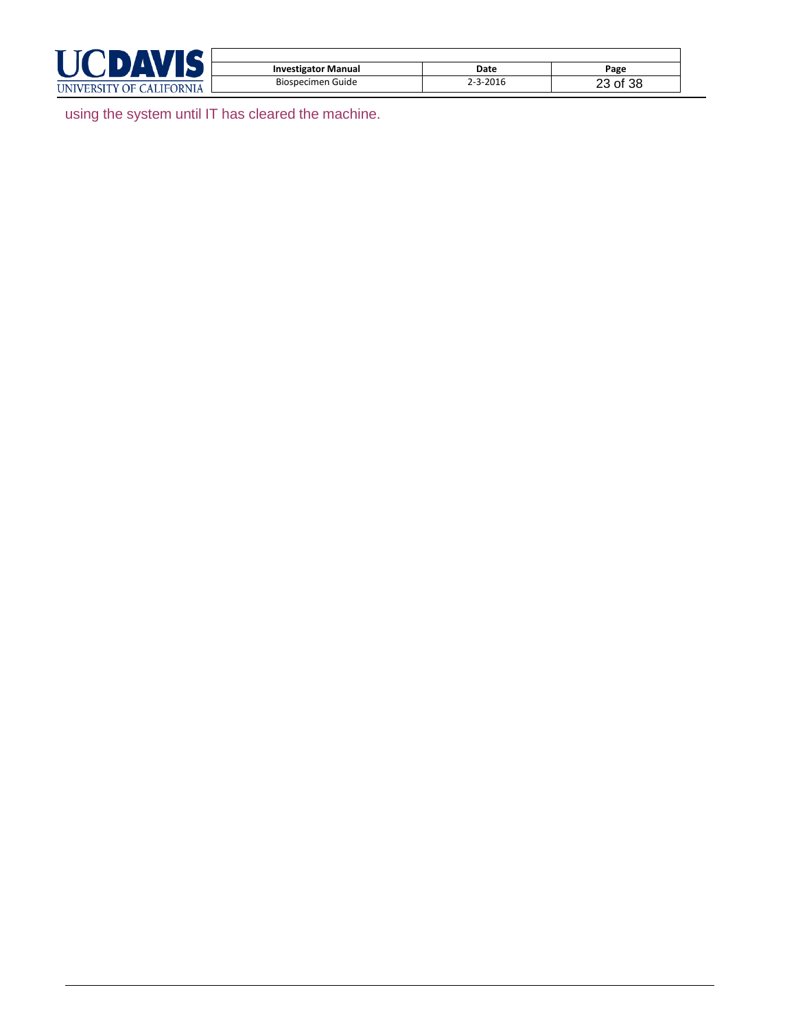using the system until IT has cleared the machine.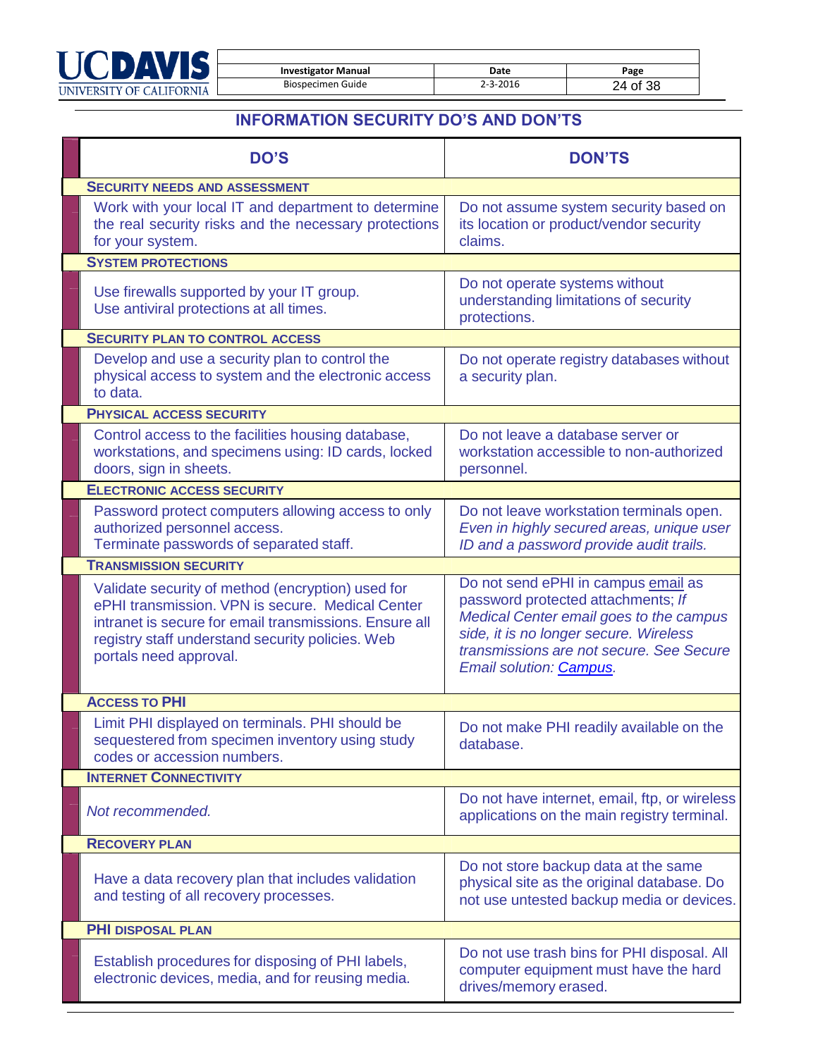## INFORMATION SECURITY DO'S AND DON'TS

| DO'S | DON'TS |
|---|---|
| **SECURITY NEEDS AND ASSESSMENT** | |
| Work with your local IT and department to determine the real security risks and the necessary protections for your system. | Do not assume system security based on its location or product/vendor security claims. |
| **SYSTEM PROTECTIONS** | |
| Use firewalls supported by your IT group. Use antiviral protections at all times. | Do not operate systems without understanding limitations of security protections. |
| **SECURITY PLAN TO CONTROL ACCESS** | |
| Develop and use a security plan to control the physical access to system and the electronic access to data. | Do not operate registry databases without a security plan. |
| **PHYSICAL ACCESS SECURITY** | |
| Control access to the facilities housing database, workstations, and specimens using: ID cards, locked doors, sign in sheets. | Do not leave a database server or workstation accessible to non-authorized personnel. |
| **ELECTRONIC ACCESS SECURITY** | |
| Password protect computers allowing access to only authorized personnel access. Terminate passwords of separated staff. | Do not leave workstation terminals open. *Even in highly secured areas, unique user ID and a password provide audit trails.* |
| **TRANSMISSION SECURITY** | |
| Validate security of method (encryption) used for ePHI transmission. VPN is secure. Medical Center intranet is secure for email transmissions. Ensure all registry staff understand security policies. Web portals need approval. | Do not send ePHI in campus email as password protected attachments; *If Medical Center email goes to the campus side, it is no longer secure. Wireless transmissions are not secure. See Secure Email solution: Campus.* |
| **ACCESS TO PHI** | |
| Limit PHI displayed on terminals. PHI should be sequestered from specimen inventory using study codes or accession numbers. | Do not make PHI readily available on the database. |
| **INTERNET CONNECTIVITY** | |
| *Not recommended.* | Do not have internet, email, ftp, or wireless applications on the main registry terminal. |
| **RECOVERY PLAN** | |
| Have a data recovery plan that includes validation and testing of all recovery processes. | Do not store backup data at the same physical site as the original database. Do not use untested backup media or devices. |
| **PHI DISPOSAL PLAN** | |
| Establish procedures for disposing of PHI labels, electronic devices, media, and for reusing media. | Do not use trash bins for PHI disposal. All computer equipment must have the hard drives/memory erased. |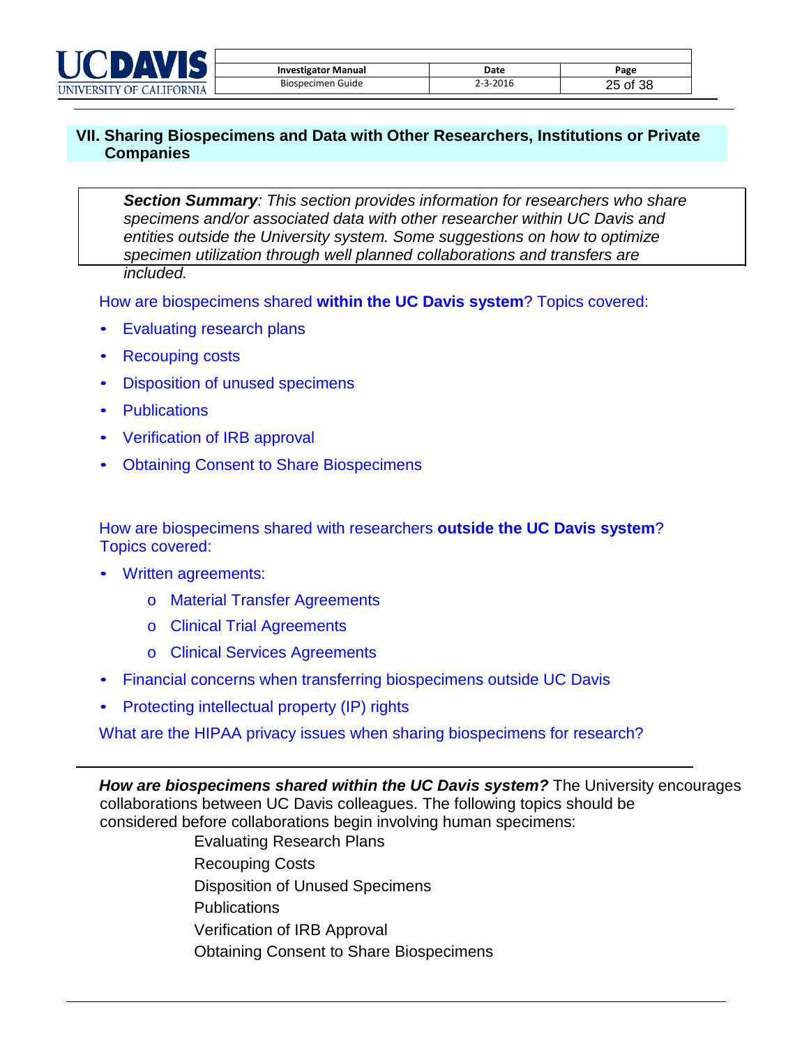## VII. Sharing Biospecimens and Data with Other Researchers, Institutions or Private Companies

***Section Summary**: This section provides information for researchers who share specimens and/or associated data with other researcher within UC Davis and entities outside the University system. Some suggestions on how to optimize specimen utilization through well planned collaborations and transfers are included.*

How are biospecimens shared **within the UC Davis system**? Topics covered:

- Evaluating research plans
- Recouping costs
- Disposition of unused specimens
- Publications
- Verification of IRB approval
- Obtaining Consent to Share Biospecimens

How are biospecimens shared with researchers **outside the UC Davis system**? Topics covered:

- Written agreements:
  - Material Transfer Agreements
  - Clinical Trial Agreements
  - Clinical Services Agreements
- Financial concerns when transferring biospecimens outside UC Davis
- Protecting intellectual property (IP) rights

What are the HIPAA privacy issues when sharing biospecimens for research?

---

***How are biospecimens shared within the UC Davis system?*** The University encourages collaborations between UC Davis colleagues. The following topics should be considered before collaborations begin involving human specimens:

Evaluating Research Plans
Recouping Costs
Disposition of Unused Specimens
Publications
Verification of IRB Approval
Obtaining Consent to Share Biospecimens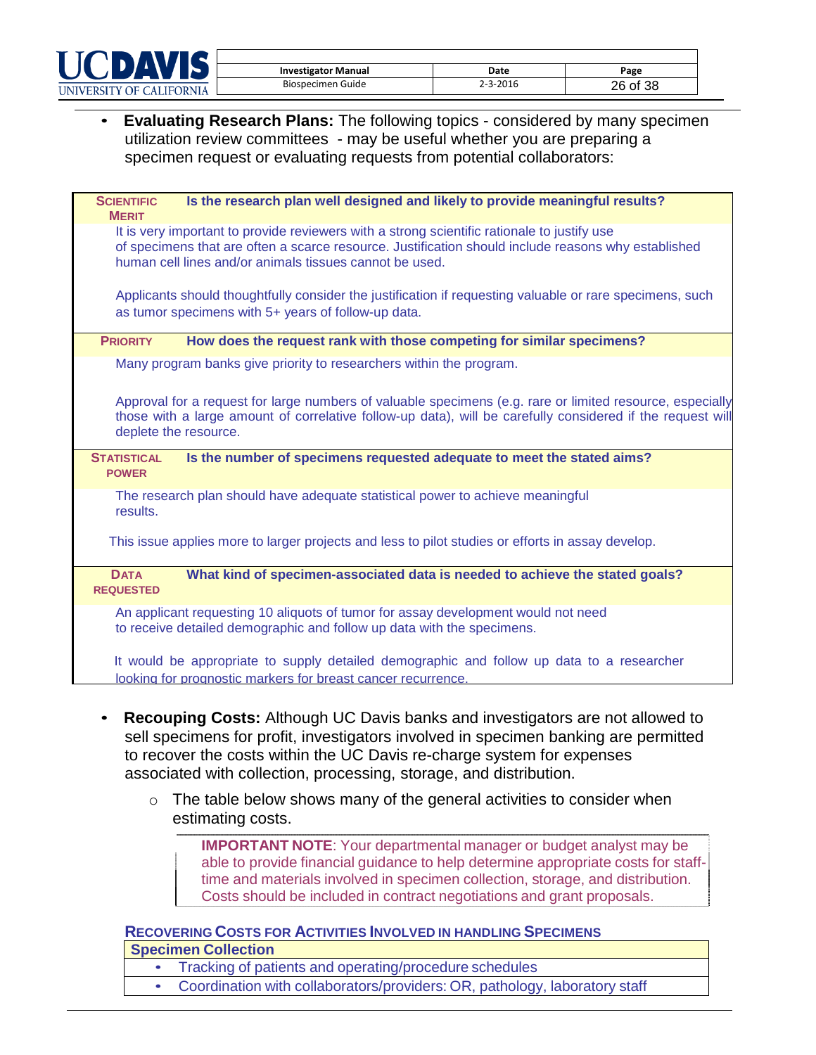- **Evaluating Research Plans:** The following topics - considered by many specimen utilization review committees - may be useful whether you are preparing a specimen request or evaluating requests from potential collaborators:

| | |
|---|---|
| **SCIENTIFIC MERIT** | **Is the research plan well designed and likely to provide meaningful results?** |
| | It is very important to provide reviewers with a strong scientific rationale to justify use of specimens that are often a scarce resource. Justification should include reasons why established human cell lines and/or animals tissues cannot be used.<br><br>Applicants should thoughtfully consider the justification if requesting valuable or rare specimens, such as tumor specimens with 5+ years of follow-up data. |
| **PRIORITY** | **How does the request rank with those competing for similar specimens?** |
| | Many program banks give priority to researchers within the program.<br><br>Approval for a request for large numbers of valuable specimens (e.g. rare or limited resource, especially those with a large amount of correlative follow-up data), will be carefully considered if the request will deplete the resource. |
| **STATISTICAL POWER** | **Is the number of specimens requested adequate to meet the stated aims?** |
| | The research plan should have adequate statistical power to achieve meaningful results.<br><br>This issue applies more to larger projects and less to pilot studies or efforts in assay develop. |
| **DATA REQUESTED** | **What kind of specimen-associated data is needed to achieve the stated goals?** |
| | An applicant requesting 10 aliquots of tumor for assay development would not need to receive detailed demographic and follow up data with the specimens.<br><br>It would be appropriate to supply detailed demographic and follow up data to a researcher looking for prognostic markers for breast cancer recurrence. |

- **Recouping Costs:** Although UC Davis banks and investigators are not allowed to sell specimens for profit, investigators involved in specimen banking are permitted to recover the costs within the UC Davis re-charge system for expenses associated with collection, processing, storage, and distribution.
  - The table below shows many of the general activities to consider when estimating costs.

> **IMPORTANT NOTE**: Your departmental manager or budget analyst may be able to provide financial guidance to help determine appropriate costs for staff-time and materials involved in specimen collection, storage, and distribution. Costs should be included in contract negotiations and grant proposals.

**RECOVERING COSTS FOR ACTIVITIES INVOLVED IN HANDLING SPECIMENS**

| **Specimen Collection** |
|---|
| • Tracking of patients and operating/procedure schedules |
| • Coordination with collaborators/providers: OR, pathology, laboratory staff |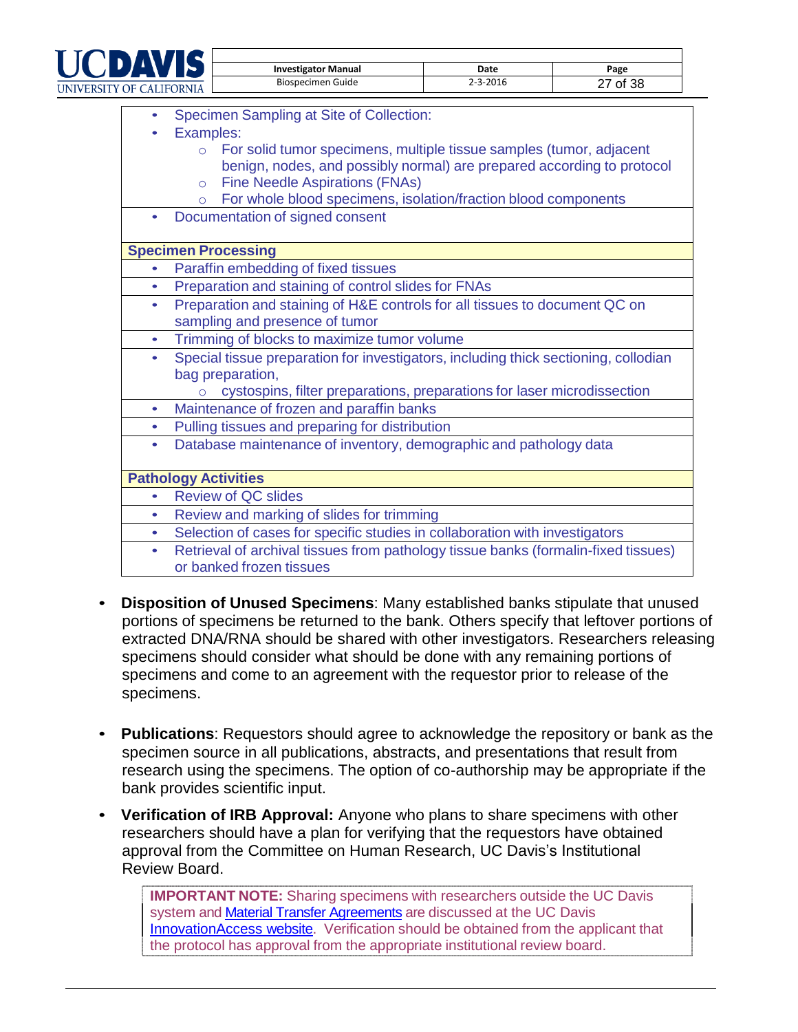| |
|---|
| • Specimen Sampling at Site of Collection:<br>• Examples:<br>  ○ For solid tumor specimens, multiple tissue samples (tumor, adjacent benign, nodes, and possibly normal) are prepared according to protocol<br>  ○ Fine Needle Aspirations (FNAs)<br>  ○ For whole blood specimens, isolation/fraction blood components |
| • Documentation of signed consent |
| **Specimen Processing** |
| • Paraffin embedding of fixed tissues |
| • Preparation and staining of control slides for FNAs |
| • Preparation and staining of H&E controls for all tissues to document QC on sampling and presence of tumor |
| • Trimming of blocks to maximize tumor volume |
| • Special tissue preparation for investigators, including thick sectioning, collodian bag preparation,<br>  ○ cystospins, filter preparations, preparations for laser microdissection |
| • Maintenance of frozen and paraffin banks |
| • Pulling tissues and preparing for distribution |
| • Database maintenance of inventory, demographic and pathology data |
| **Pathology Activities** |
| • Review of QC slides |
| • Review and marking of slides for trimming |
| • Selection of cases for specific studies in collaboration with investigators |
| • Retrieval of archival tissues from pathology tissue banks (formalin-fixed tissues) or banked frozen tissues |

- **Disposition of Unused Specimens**: Many established banks stipulate that unused portions of specimens be returned to the bank. Others specify that leftover portions of extracted DNA/RNA should be shared with other investigators. Researchers releasing specimens should consider what should be done with any remaining portions of specimens and come to an agreement with the requestor prior to release of the specimens.

- **Publications**: Requestors should agree to acknowledge the repository or bank as the specimen source in all publications, abstracts, and presentations that result from research using the specimens. The option of co-authorship may be appropriate if the bank provides scientific input.

- **Verification of IRB Approval:** Anyone who plans to share specimens with other researchers should have a plan for verifying that the requestors have obtained approval from the Committee on Human Research, UC Davis's Institutional Review Board.

> **IMPORTANT NOTE:** Sharing specimens with researchers outside the UC Davis system and Material Transfer Agreements are discussed at the UC Davis InnovationAccess website. Verification should be obtained from the applicant that the protocol has approval from the appropriate institutional review board.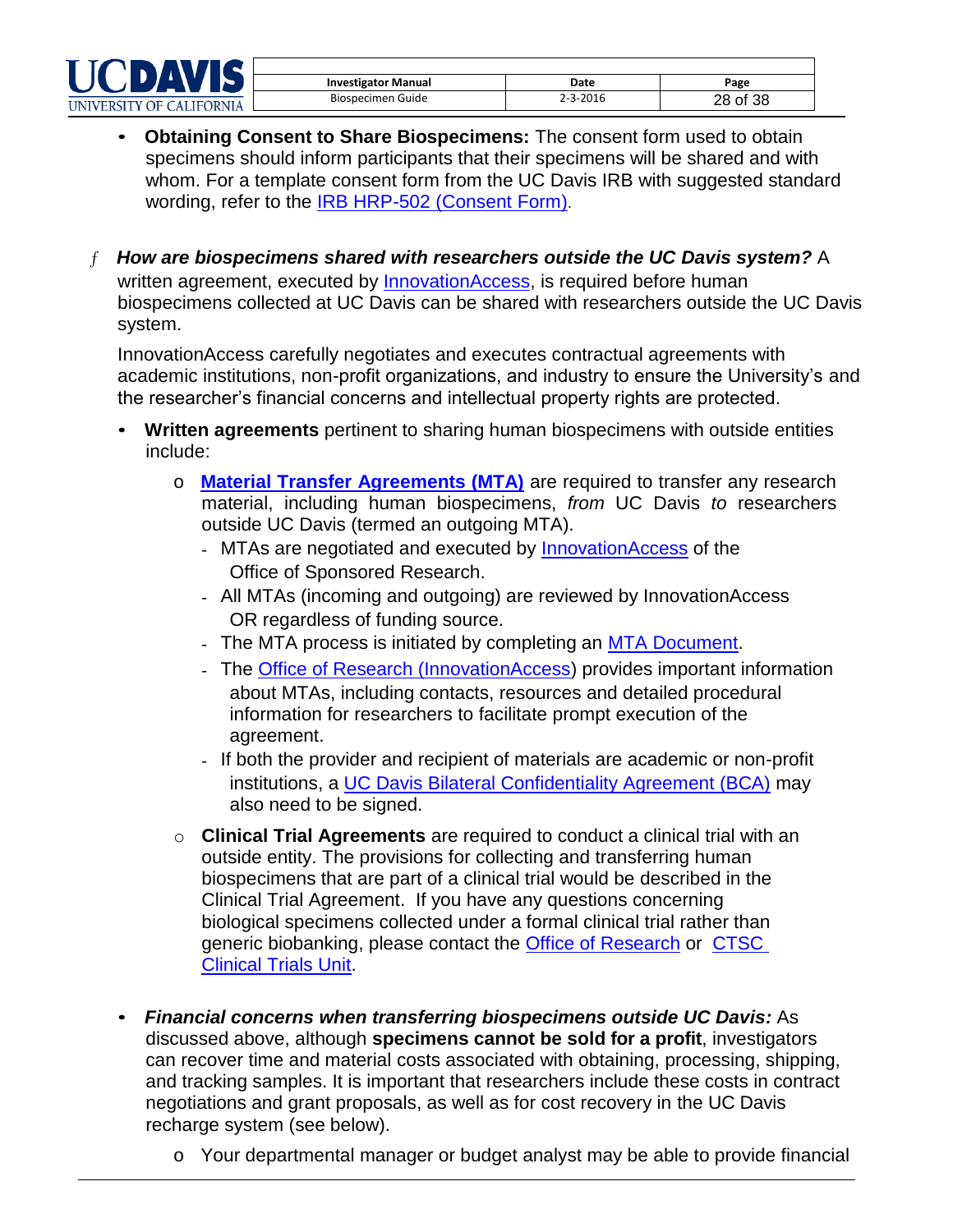- **Obtaining Consent to Share Biospecimens:** The consent form used to obtain specimens should inform participants that their specimens will be shared and with whom. For a template consent form from the UC Davis IRB with suggested standard wording, refer to the IRB HRP-502 (Consent Form).

- ***How are biospecimens shared with researchers outside the UC Davis system?*** A written agreement, executed by InnovationAccess, is required before human biospecimens collected at UC Davis can be shared with researchers outside the UC Davis system.

  InnovationAccess carefully negotiates and executes contractual agreements with academic institutions, non-profit organizations, and industry to ensure the University's and the researcher's financial concerns and intellectual property rights are protected.

  - **Written agreements** pertinent to sharing human biospecimens with outside entities include:
    - **Material Transfer Agreements (MTA)** are required to transfer any research material, including human biospecimens, *from* UC Davis *to* researchers outside UC Davis (termed an outgoing MTA).
      - MTAs are negotiated and executed by InnovationAccess of the Office of Sponsored Research.
      - All MTAs (incoming and outgoing) are reviewed by InnovationAccess OR regardless of funding source.
      - The MTA process is initiated by completing an MTA Document.
      - The Office of Research (InnovationAccess) provides important information about MTAs, including contacts, resources and detailed procedural information for researchers to facilitate prompt execution of the agreement.
      - If both the provider and recipient of materials are academic or non-profit institutions, a UC Davis Bilateral Confidentiality Agreement (BCA) may also need to be signed.
    - **Clinical Trial Agreements** are required to conduct a clinical trial with an outside entity. The provisions for collecting and transferring human biospecimens that are part of a clinical trial would be described in the Clinical Trial Agreement. If you have any questions concerning biological specimens collected under a formal clinical trial rather than generic biobanking, please contact the Office of Research or CTSC Clinical Trials Unit.

  - ***Financial concerns when transferring biospecimens outside UC Davis:*** As discussed above, although **specimens cannot be sold for a profit**, investigators can recover time and material costs associated with obtaining, processing, shipping, and tracking samples. It is important that researchers include these costs in contract negotiations and grant proposals, as well as for cost recovery in the UC Davis recharge system (see below).
    - Your departmental manager or budget analyst may be able to provide financial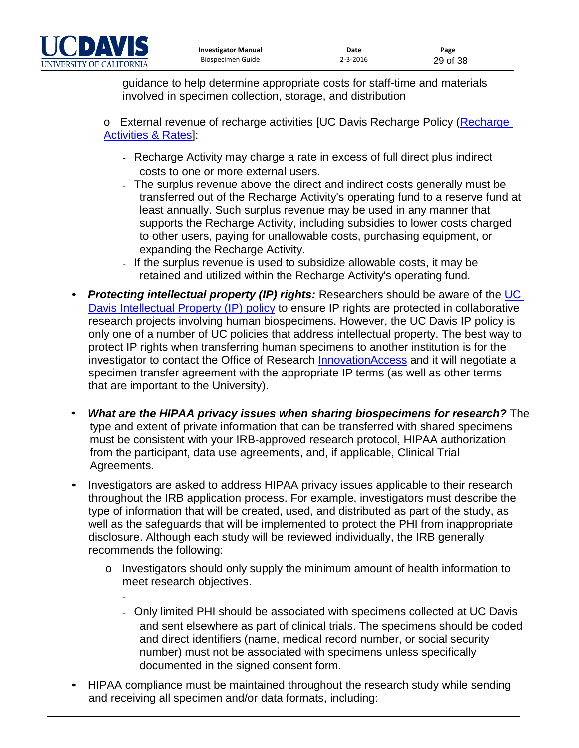guidance to help determine appropriate costs for staff-time and materials involved in specimen collection, storage, and distribution

- External revenue of recharge activities [UC Davis Recharge Policy (Recharge Activities & Rates]:
  - Recharge Activity may charge a rate in excess of full direct plus indirect costs to one or more external users.
  - The surplus revenue above the direct and indirect costs generally must be transferred out of the Recharge Activity's operating fund to a reserve fund at least annually. Such surplus revenue may be used in any manner that supports the Recharge Activity, including subsidies to lower costs charged to other users, paying for unallowable costs, purchasing equipment, or expanding the Recharge Activity.
  - If the surplus revenue is used to subsidize allowable costs, it may be retained and utilized within the Recharge Activity's operating fund.

- ***Protecting intellectual property (IP) rights:*** Researchers should be aware of the UC Davis Intellectual Property (IP) policy to ensure IP rights are protected in collaborative research projects involving human biospecimens. However, the UC Davis IP policy is only one of a number of UC policies that address intellectual property. The best way to protect IP rights when transferring human specimens to another institution is for the investigator to contact the Office of Research InnovationAccess and it will negotiate a specimen transfer agreement with the appropriate IP terms (as well as other terms that are important to the University).

- ***What are the HIPAA privacy issues when sharing biospecimens for research?*** The type and extent of private information that can be transferred with shared specimens must be consistent with your IRB-approved research protocol, HIPAA authorization from the participant, data use agreements, and, if applicable, Clinical Trial Agreements.

- Investigators are asked to address HIPAA privacy issues applicable to their research throughout the IRB application process. For example, investigators must describe the type of information that will be created, used, and distributed as part of the study, as well as the safeguards that will be implemented to protect the PHI from inappropriate disclosure. Although each study will be reviewed individually, the IRB generally recommends the following:
  - Investigators should only supply the minimum amount of health information to meet research objectives.
    - Only limited PHI should be associated with specimens collected at UC Davis and sent elsewhere as part of clinical trials. The specimens should be coded and direct identifiers (name, medical record number, or social security number) must not be associated with specimens unless specifically documented in the signed consent form.

- HIPAA compliance must be maintained throughout the research study while sending and receiving all specimen and/or data formats, including: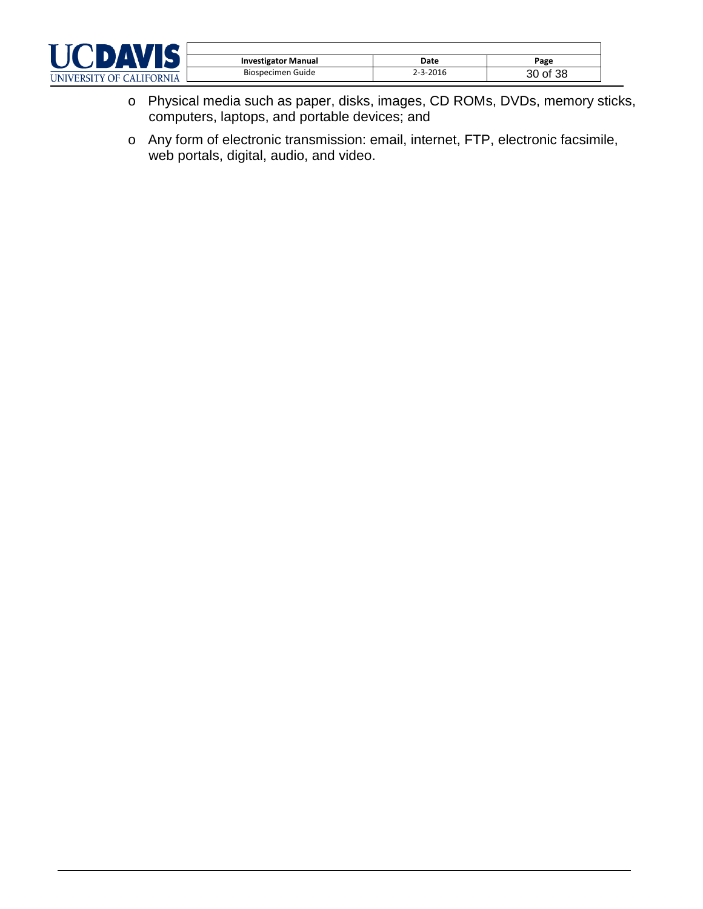- Physical media such as paper, disks, images, CD ROMs, DVDs, memory sticks, computers, laptops, and portable devices; and
- Any form of electronic transmission: email, internet, FTP, electronic facsimile, web portals, digital, audio, and video.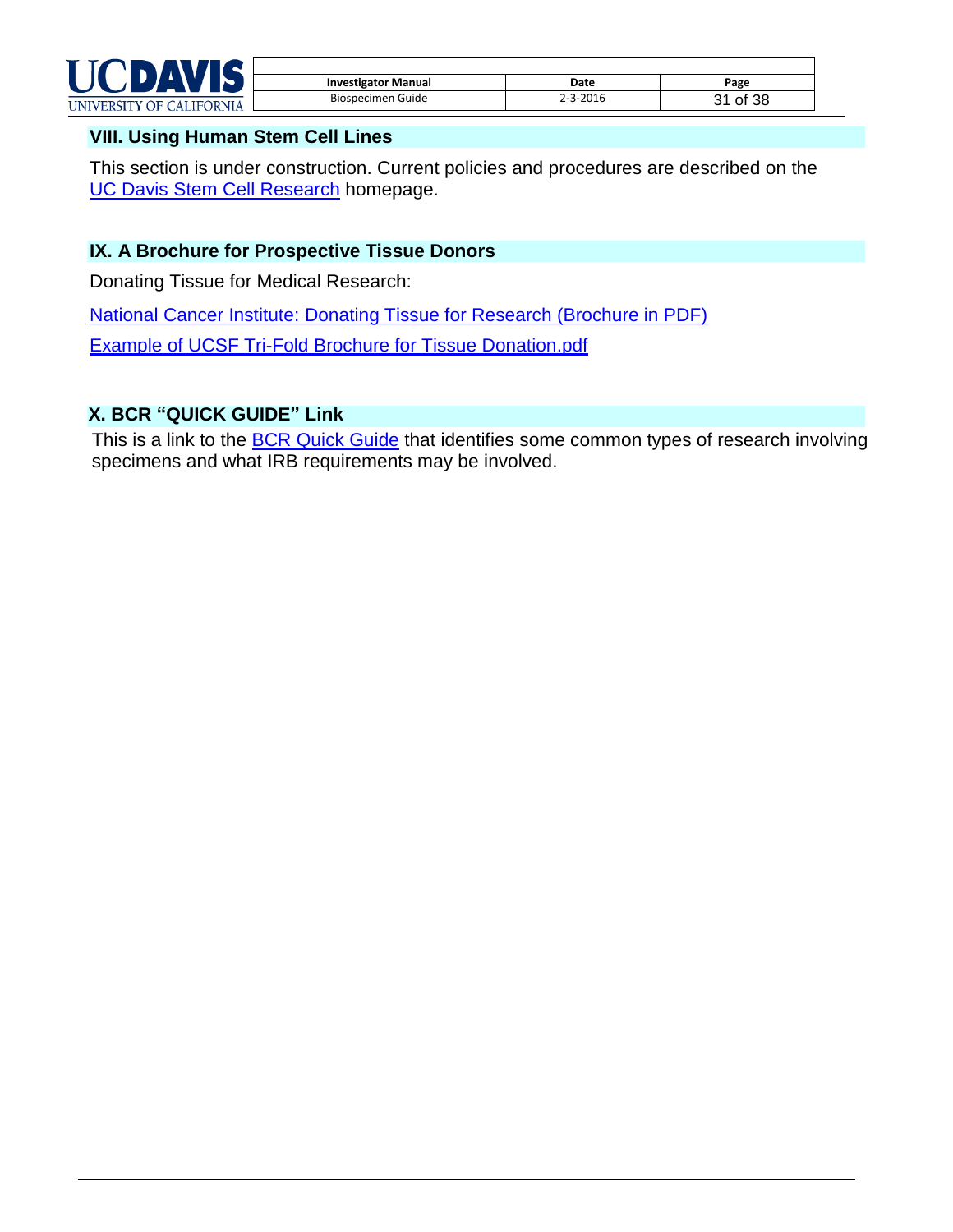## VIII. Using Human Stem Cell Lines

This section is under construction. Current policies and procedures are described on the UC Davis Stem Cell Research homepage.

## IX. A Brochure for Prospective Tissue Donors

Donating Tissue for Medical Research:

National Cancer Institute: Donating Tissue for Research (Brochure in PDF)

Example of UCSF Tri-Fold Brochure for Tissue Donation.pdf

## X. BCR "QUICK GUIDE" Link

This is a link to the BCR Quick Guide that identifies some common types of research involving specimens and what IRB requirements may be involved.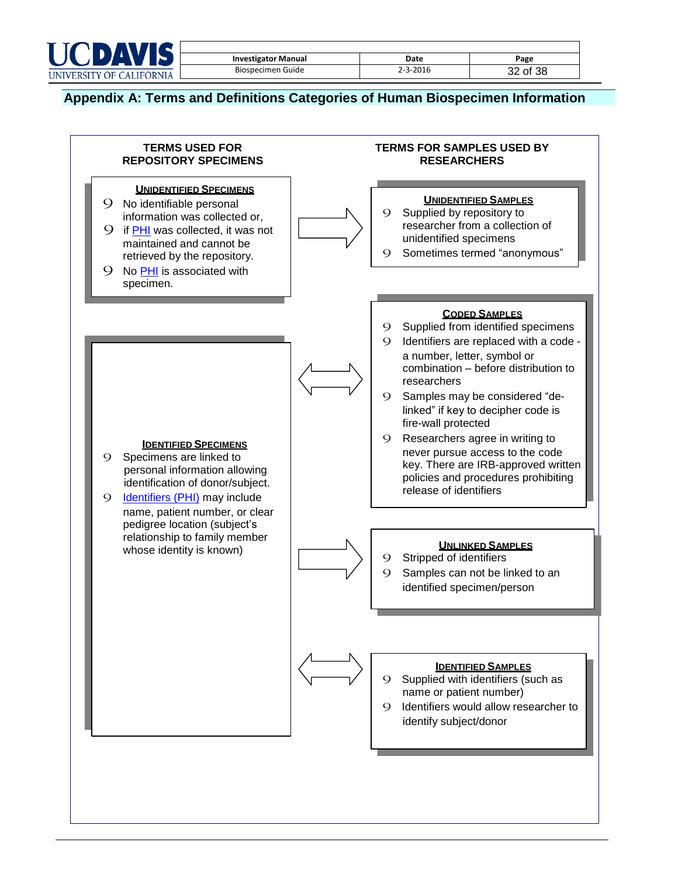## Appendix A: Terms and Definitions Categories of Human Biospecimen Information

**TERMS USED FOR REPOSITORY SPECIMENS**

**TERMS FOR SAMPLES USED BY RESEARCHERS**

**UNIDENTIFIED SPECIMENS**

- No identifiable personal information was collected or,
- if PHI was collected, it was not maintained and cannot be retrieved by the repository.
- No PHI is associated with specimen.

→

**UNIDENTIFIED SAMPLES**

- Supplied by repository to researcher from a collection of unidentified specimens
- Sometimes termed "anonymous"

**IDENTIFIED SPECIMENS**

- Specimens are linked to personal information allowing identification of donor/subject.
- Identifiers (PHI) may include name, patient number, or clear pedigree location (subject's relationship to family member whose identity is known)

↔

**CODED SAMPLES**

- Supplied from identified specimens
- Identifiers are replaced with a code - a number, letter, symbol or combination – before distribution to researchers
- Samples may be considered "de-linked" if key to decipher code is fire-wall protected
- Researchers agree in writing to never pursue access to the code key. There are IRB-approved written policies and procedures prohibiting release of identifiers

→

**UNLINKED SAMPLES**

- Stripped of identifiers
- Samples can not be linked to an identified specimen/person

↔

**IDENTIFIED SAMPLES**

- Supplied with identifiers (such as name or patient number)
- Identifiers would allow researcher to identify subject/donor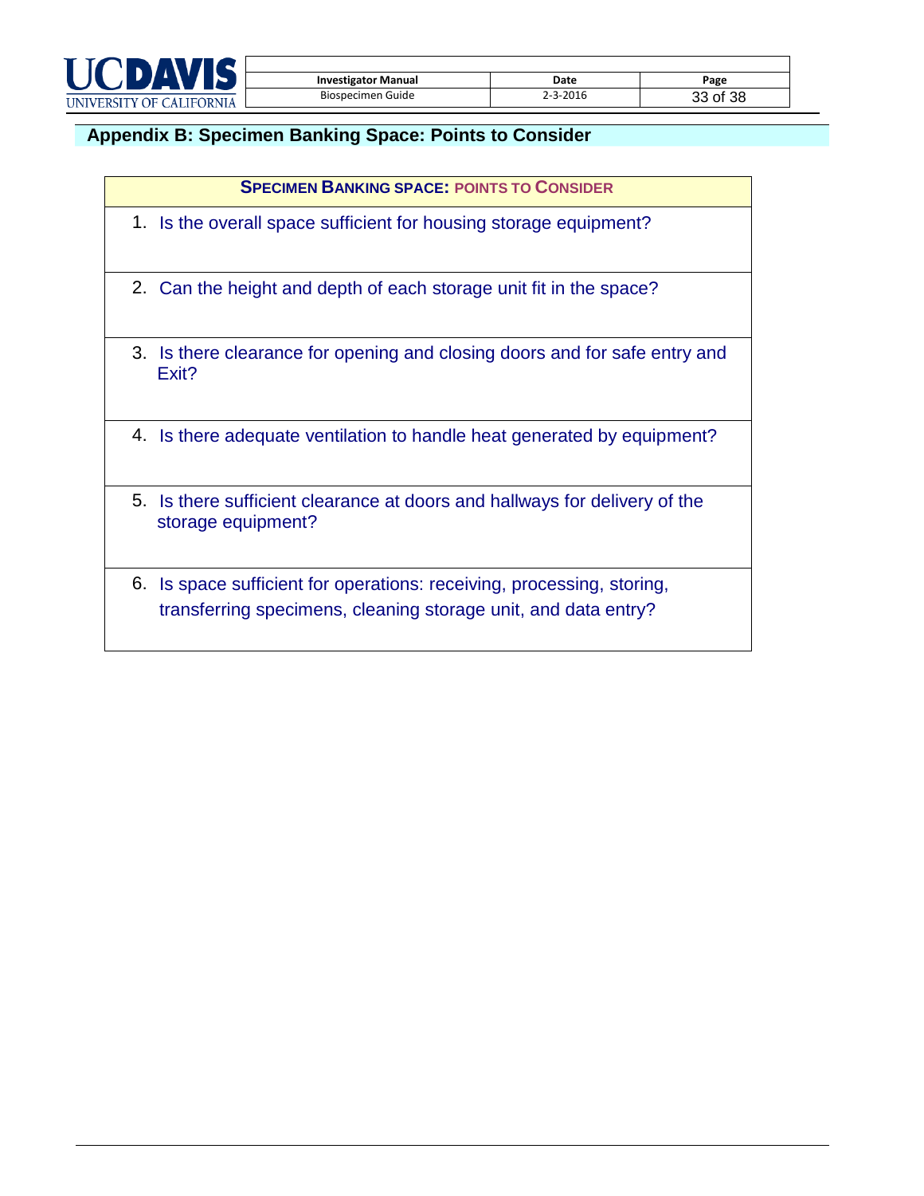## Appendix B: Specimen Banking Space: Points to Consider

| SPECIMEN BANKING SPACE: POINTS TO CONSIDER |
|---|
| 1. Is the overall space sufficient for housing storage equipment? |
| 2. Can the height and depth of each storage unit fit in the space? |
| 3. Is there clearance for opening and closing doors and for safe entry and Exit? |
| 4. Is there adequate ventilation to handle heat generated by equipment? |
| 5. Is there sufficient clearance at doors and hallways for delivery of the storage equipment? |
| 6. Is space sufficient for operations: receiving, processing, storing, transferring specimens, cleaning storage unit, and data entry? |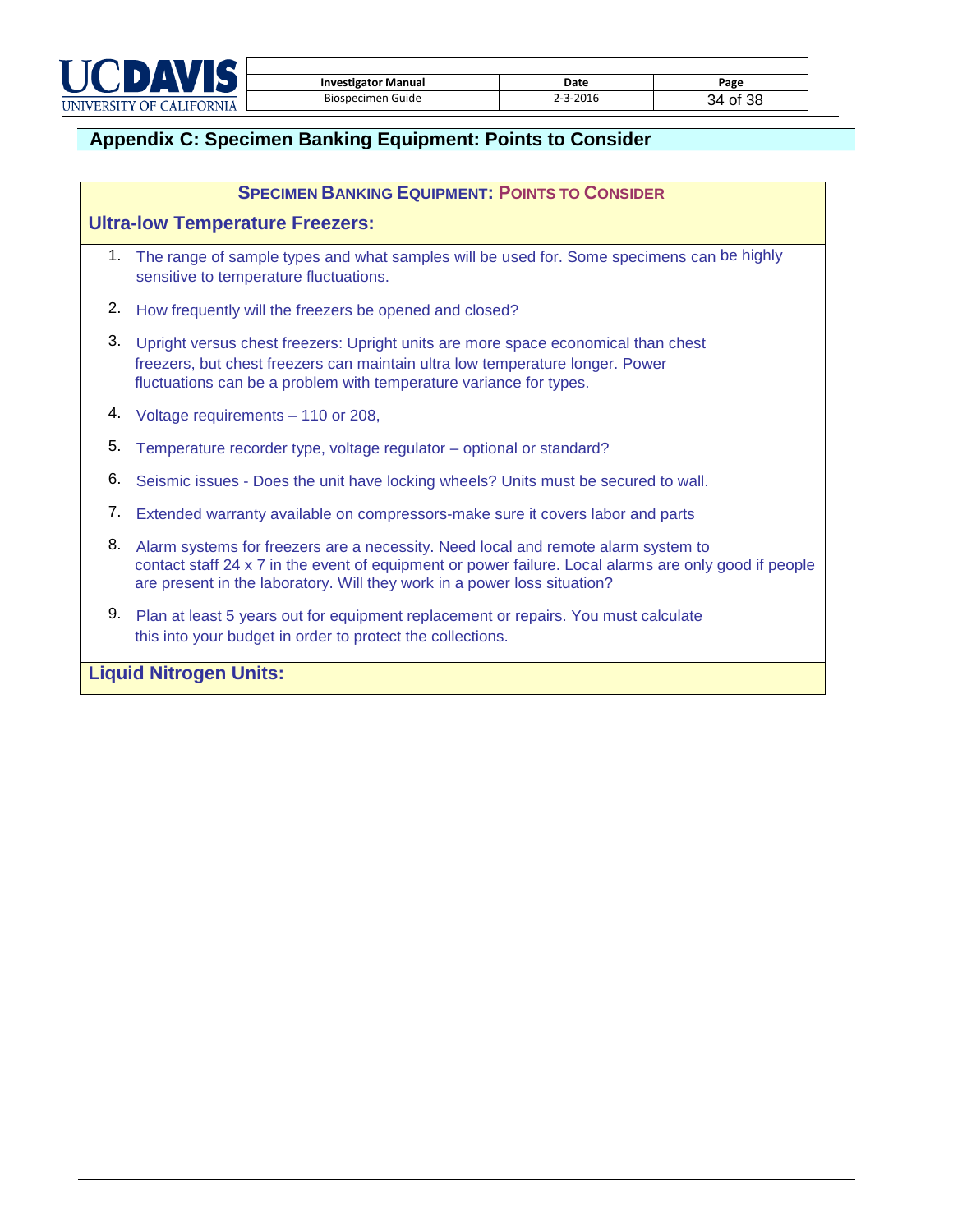## Appendix C: Specimen Banking Equipment: Points to Consider

### Specimen Banking Equipment: Points to Consider

### Ultra-low Temperature Freezers:

1. The range of sample types and what samples will be used for. Some specimens can be highly sensitive to temperature fluctuations.
2. How frequently will the freezers be opened and closed?
3. Upright versus chest freezers: Upright units are more space economical than chest freezers, but chest freezers can maintain ultra low temperature longer. Power fluctuations can be a problem with temperature variance for types.
4. Voltage requirements – 110 or 208,
5. Temperature recorder type, voltage regulator – optional or standard?
6. Seismic issues - Does the unit have locking wheels? Units must be secured to wall.
7. Extended warranty available on compressors-make sure it covers labor and parts
8. Alarm systems for freezers are a necessity. Need local and remote alarm system to contact staff 24 x 7 in the event of equipment or power failure. Local alarms are only good if people are present in the laboratory. Will they work in a power loss situation?
9. Plan at least 5 years out for equipment replacement or repairs. You must calculate this into your budget in order to protect the collections.

### Liquid Nitrogen Units: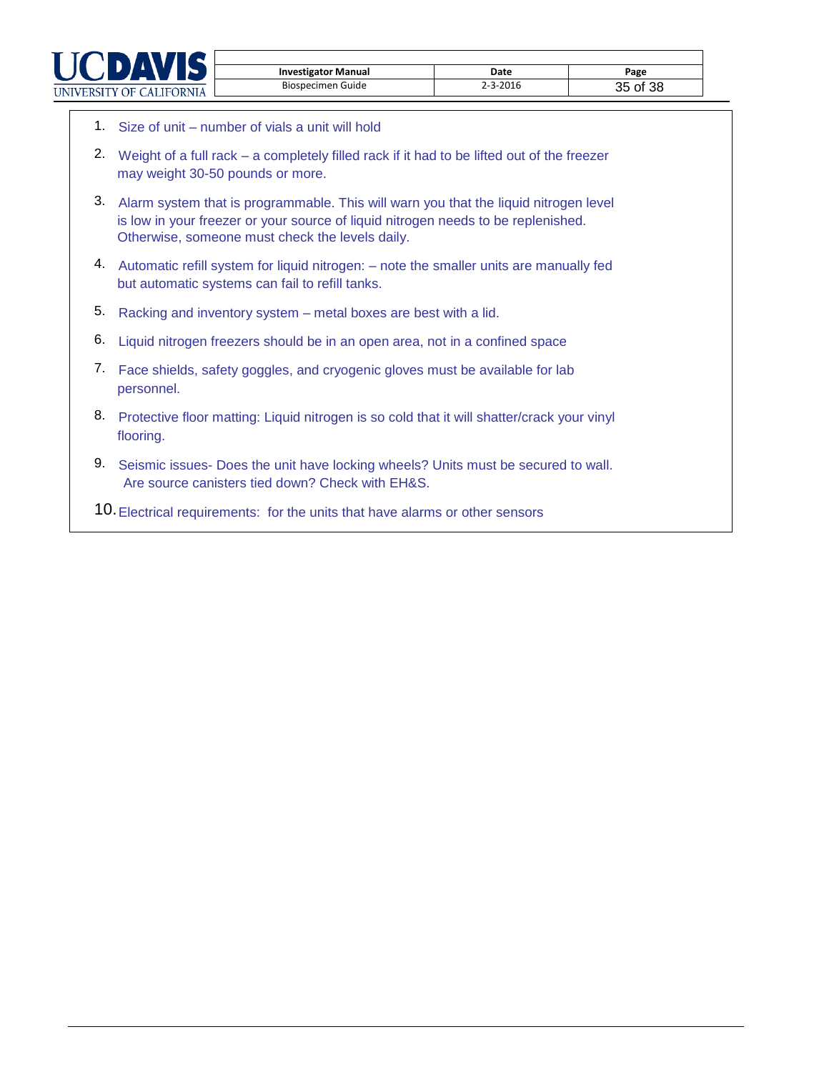1. Size of unit – number of vials a unit will hold
2. Weight of a full rack – a completely filled rack if it had to be lifted out of the freezer may weight 30-50 pounds or more.
3. Alarm system that is programmable. This will warn you that the liquid nitrogen level is low in your freezer or your source of liquid nitrogen needs to be replenished. Otherwise, someone must check the levels daily.
4. Automatic refill system for liquid nitrogen: – note the smaller units are manually fed but automatic systems can fail to refill tanks.
5. Racking and inventory system – metal boxes are best with a lid.
6. Liquid nitrogen freezers should be in an open area, not in a confined space
7. Face shields, safety goggles, and cryogenic gloves must be available for lab personnel.
8. Protective floor matting: Liquid nitrogen is so cold that it will shatter/crack your vinyl flooring.
9. Seismic issues- Does the unit have locking wheels? Units must be secured to wall. Are source canisters tied down? Check with EH&S.
10. Electrical requirements: for the units that have alarms or other sensors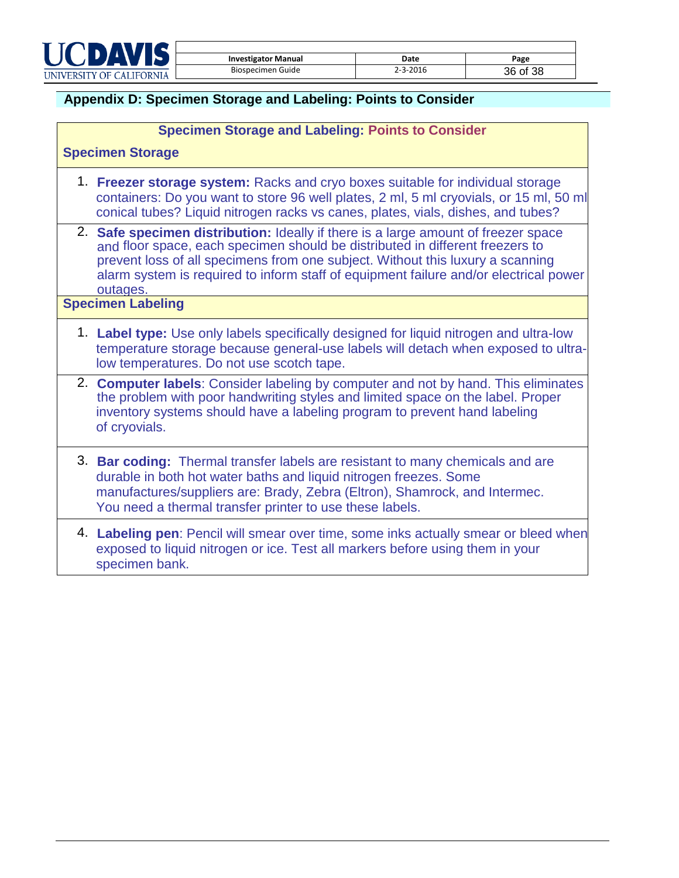## Appendix D: Specimen Storage and Labeling: Points to Consider

### Specimen Storage and Labeling: Points to Consider

#### Specimen Storage

1. **Freezer storage system:** Racks and cryo boxes suitable for individual storage containers: Do you want to store 96 well plates, 2 ml, 5 ml cryovials, or 15 ml, 50 ml conical tubes? Liquid nitrogen racks vs canes, plates, vials, dishes, and tubes?
2. **Safe specimen distribution:** Ideally if there is a large amount of freezer space and floor space, each specimen should be distributed in different freezers to prevent loss of all specimens from one subject. Without this luxury a scanning alarm system is required to inform staff of equipment failure and/or electrical power outages.

#### Specimen Labeling

1. **Label type:** Use only labels specifically designed for liquid nitrogen and ultra-low temperature storage because general-use labels will detach when exposed to ultra-low temperatures. Do not use scotch tape.
2. **Computer labels**: Consider labeling by computer and not by hand. This eliminates the problem with poor handwriting styles and limited space on the label. Proper inventory systems should have a labeling program to prevent hand labeling of cryovials.
3. **Bar coding:** Thermal transfer labels are resistant to many chemicals and are durable in both hot water baths and liquid nitrogen freezes. Some manufactures/suppliers are: Brady, Zebra (Eltron), Shamrock, and Intermec. You need a thermal transfer printer to use these labels.
4. **Labeling pen**: Pencil will smear over time, some inks actually smear or bleed when exposed to liquid nitrogen or ice. Test all markers before using them in your specimen bank.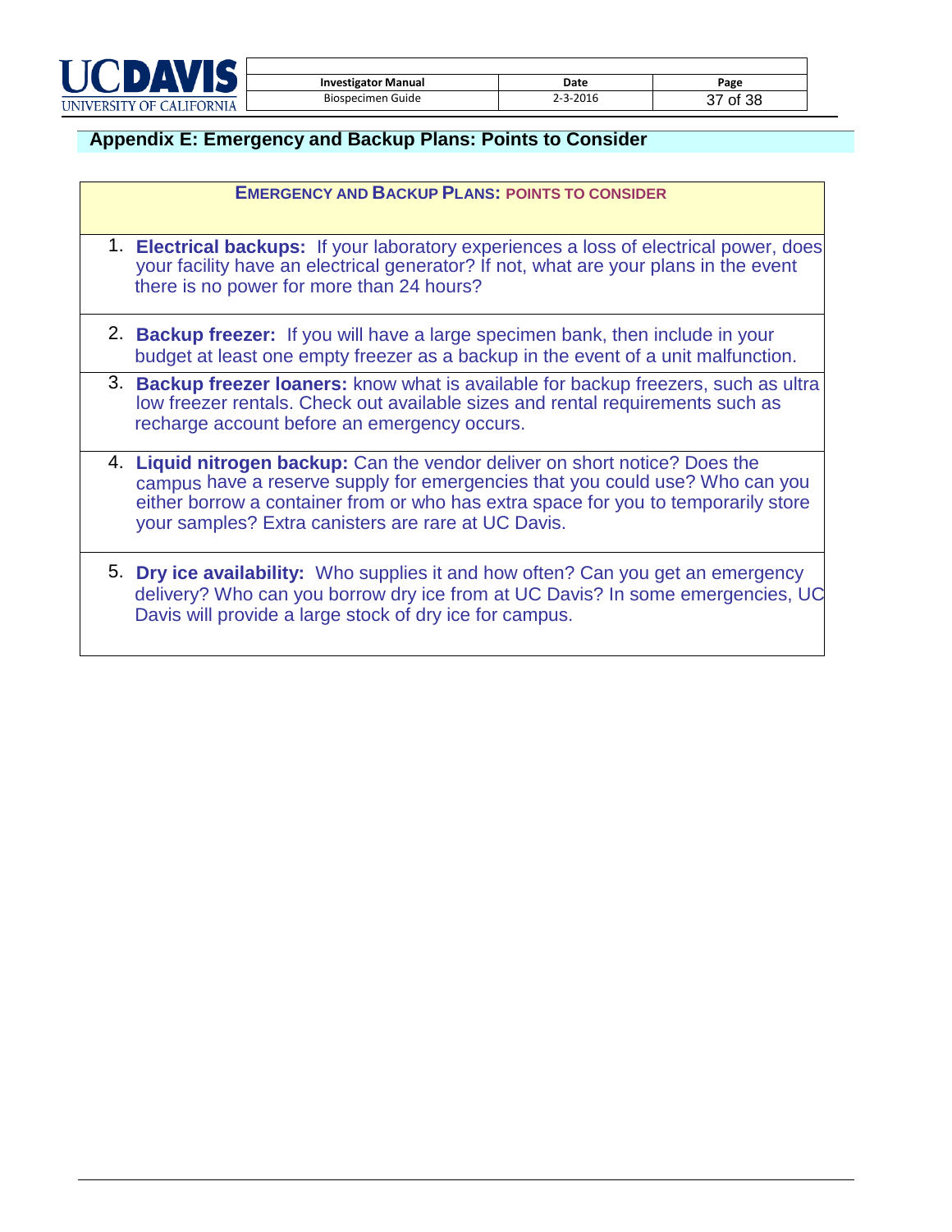## Appendix E: Emergency and Backup Plans: Points to Consider

**EMERGENCY AND BACKUP PLANS: POINTS TO CONSIDER**

1. **Electrical backups:** If your laboratory experiences a loss of electrical power, does your facility have an electrical generator? If not, what are your plans in the event there is no power for more than 24 hours?

2. **Backup freezer:** If you will have a large specimen bank, then include in your budget at least one empty freezer as a backup in the event of a unit malfunction.

3. **Backup freezer loaners:** know what is available for backup freezers, such as ultra low freezer rentals. Check out available sizes and rental requirements such as recharge account before an emergency occurs.

4. **Liquid nitrogen backup:** Can the vendor deliver on short notice? Does the campus have a reserve supply for emergencies that you could use? Who can you either borrow a container from or who has extra space for you to temporarily store your samples? Extra canisters are rare at UC Davis.

5. **Dry ice availability:** Who supplies it and how often? Can you get an emergency delivery? Who can you borrow dry ice from at UC Davis? In some emergencies, UC Davis will provide a large stock of dry ice for campus.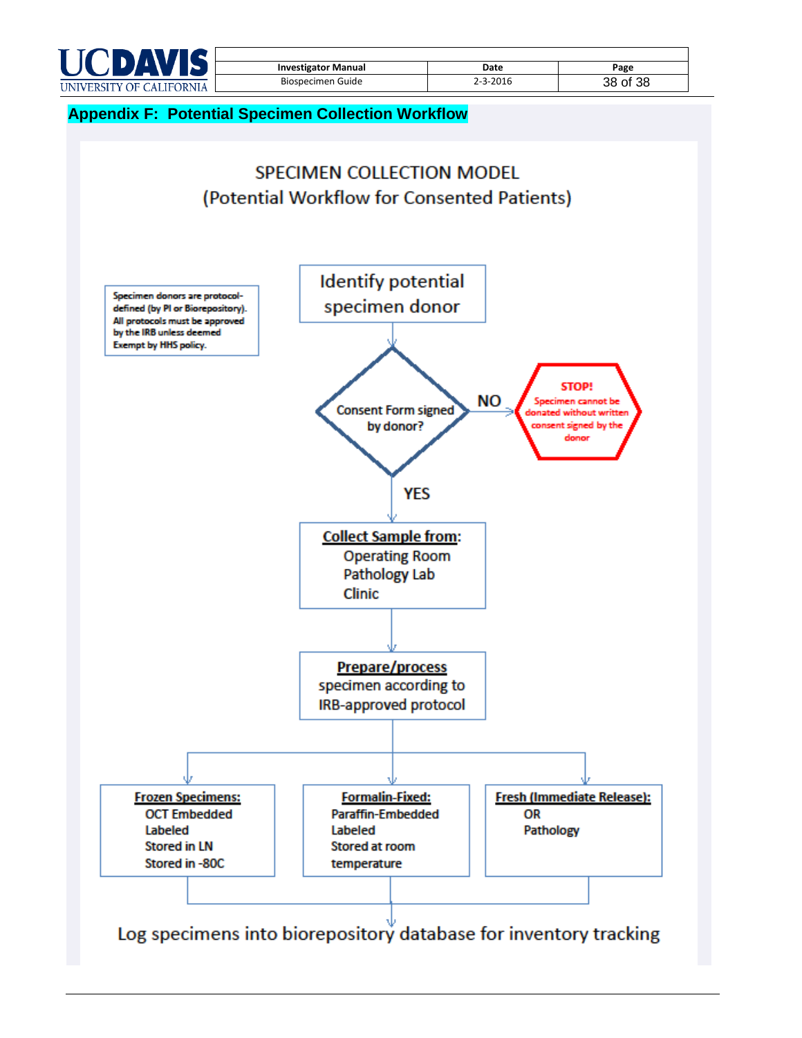## Appendix F: Potential Specimen Collection Workflow

SPECIMEN COLLECTION MODEL
(Potential Workflow for Consented Patients)

Specimen donors are protocol-defined (by PI or Biorepository). All protocols must be approved by the IRB unless deemed Exempt by HHS policy.

Identify potential specimen donor

Consent Form signed by donor?

NO

STOP! Specimen cannot be donated without written consent signed by the donor

YES

**Collect Sample from:**
Operating Room
Pathology Lab
Clinic

**Prepare/process** specimen according to IRB-approved protocol

**Frozen Specimens:**
OCT Embedded
Labeled
Stored in LN
Stored in -80C

**Formalin-Fixed:**
Paraffin-Embedded
Labeled
Stored at room temperature

**Fresh (Immediate Release):**
OR
Pathology

Log specimens into biorepository database for inventory tracking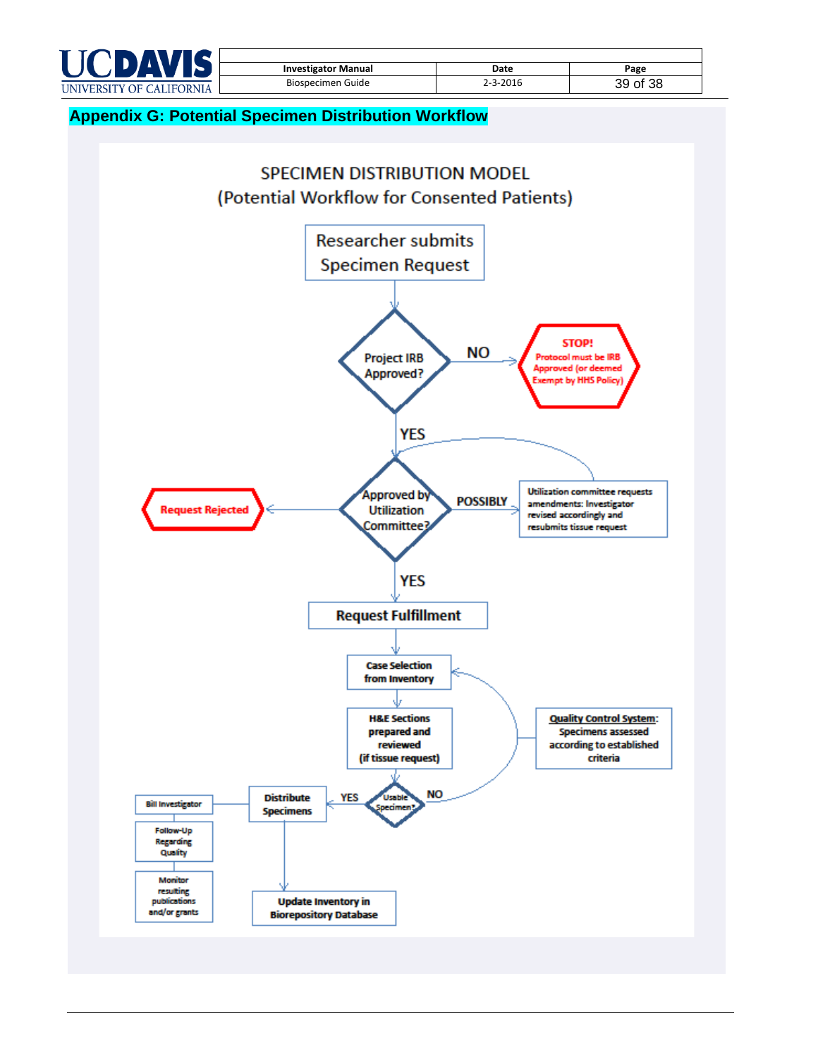# Appendix G: Potential Specimen Distribution Workflow

SPECIMEN DISTRIBUTION MODEL
(Potential Workflow for Consented Patients)

Researcher submits Specimen Request

Project IRB Approved?

NO

STOP!
Protocol must be IRB Approved (or deemed Exempt by HHS Policy)

YES

Approved by Utilization Committee?

POSSIBLY

Utilization committee requests amendments: Investigator revised accordingly and resubmits tissue request

Request Rejected

YES

Request Fulfillment

Case Selection from Inventory

H&E Sections prepared and reviewed (if tissue request)

Quality Control System: Specimens assessed according to established criteria

Usable Specimen?

NO

YES

Distribute Specimens

Bill Investigator

Follow-Up Regarding Quality

Monitor resulting publications and/or grants

Update Inventory in Biorepository Database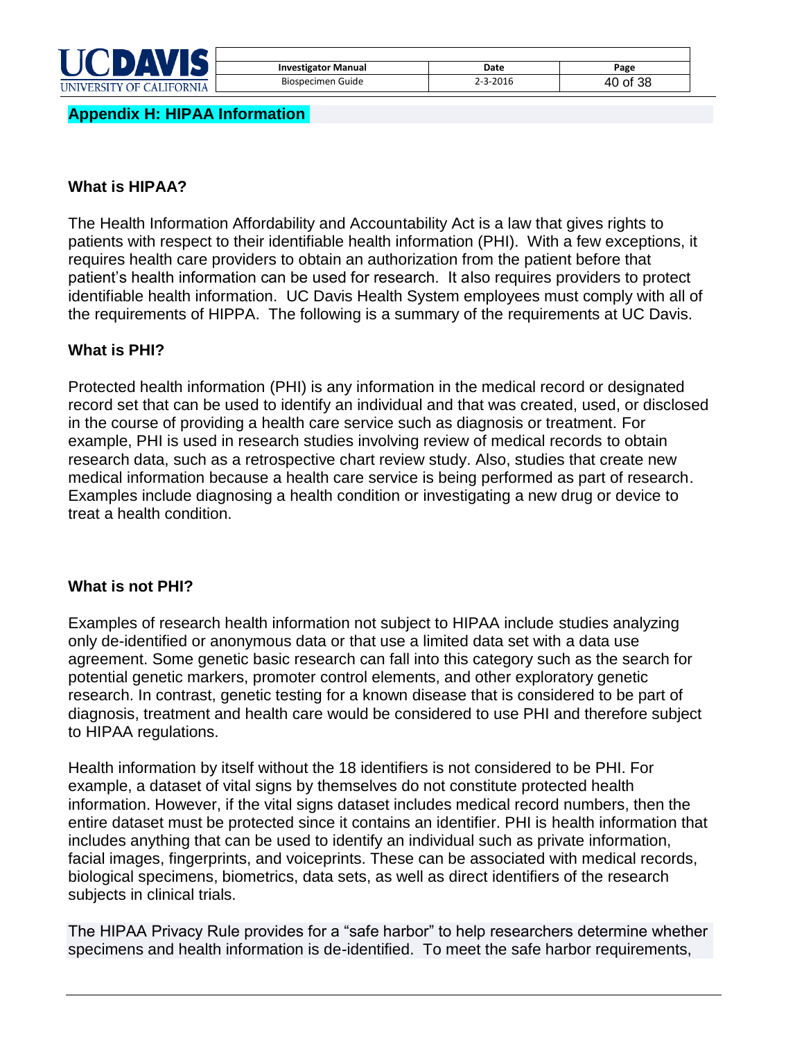## Appendix H: HIPAA Information

### What is HIPAA?

The Health Information Affordability and Accountability Act is a law that gives rights to patients with respect to their identifiable health information (PHI). With a few exceptions, it requires health care providers to obtain an authorization from the patient before that patient's health information can be used for research. It also requires providers to protect identifiable health information. UC Davis Health System employees must comply with all of the requirements of HIPPA. The following is a summary of the requirements at UC Davis.

### What is PHI?

Protected health information (PHI) is any information in the medical record or designated record set that can be used to identify an individual and that was created, used, or disclosed in the course of providing a health care service such as diagnosis or treatment. For example, PHI is used in research studies involving review of medical records to obtain research data, such as a retrospective chart review study. Also, studies that create new medical information because a health care service is being performed as part of research. Examples include diagnosing a health condition or investigating a new drug or device to treat a health condition.

### What is not PHI?

Examples of research health information not subject to HIPAA include studies analyzing only de-identified or anonymous data or that use a limited data set with a data use agreement. Some genetic basic research can fall into this category such as the search for potential genetic markers, promoter control elements, and other exploratory genetic research. In contrast, genetic testing for a known disease that is considered to be part of diagnosis, treatment and health care would be considered to use PHI and therefore subject to HIPAA regulations.

Health information by itself without the 18 identifiers is not considered to be PHI. For example, a dataset of vital signs by themselves do not constitute protected health information. However, if the vital signs dataset includes medical record numbers, then the entire dataset must be protected since it contains an identifier. PHI is health information that includes anything that can be used to identify an individual such as private information, facial images, fingerprints, and voiceprints. These can be associated with medical records, biological specimens, biometrics, data sets, as well as direct identifiers of the research subjects in clinical trials.

The HIPAA Privacy Rule provides for a "safe harbor" to help researchers determine whether specimens and health information is de-identified. To meet the safe harbor requirements,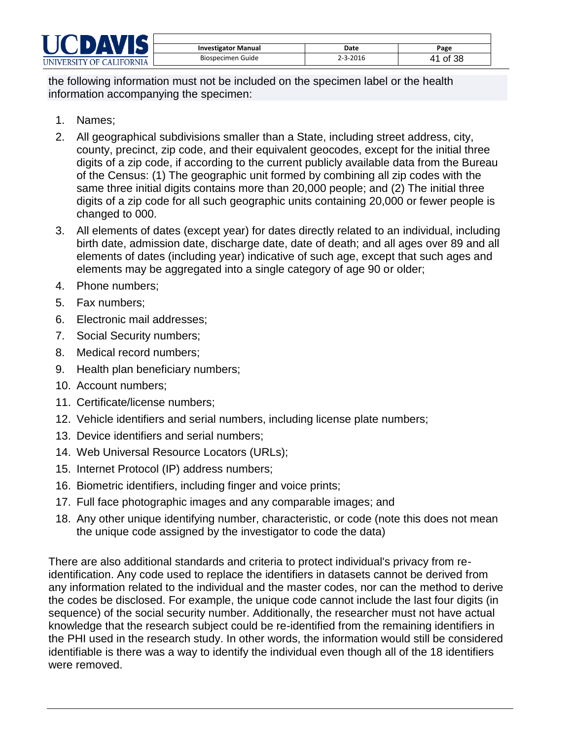the following information must not be included on the specimen label or the health information accompanying the specimen:

1. Names;
2. All geographical subdivisions smaller than a State, including street address, city, county, precinct, zip code, and their equivalent geocodes, except for the initial three digits of a zip code, if according to the current publicly available data from the Bureau of the Census: (1) The geographic unit formed by combining all zip codes with the same three initial digits contains more than 20,000 people; and (2) The initial three digits of a zip code for all such geographic units containing 20,000 or fewer people is changed to 000.
3. All elements of dates (except year) for dates directly related to an individual, including birth date, admission date, discharge date, date of death; and all ages over 89 and all elements of dates (including year) indicative of such age, except that such ages and elements may be aggregated into a single category of age 90 or older;
4. Phone numbers;
5. Fax numbers;
6. Electronic mail addresses;
7. Social Security numbers;
8. Medical record numbers;
9. Health plan beneficiary numbers;
10. Account numbers;
11. Certificate/license numbers;
12. Vehicle identifiers and serial numbers, including license plate numbers;
13. Device identifiers and serial numbers;
14. Web Universal Resource Locators (URLs);
15. Internet Protocol (IP) address numbers;
16. Biometric identifiers, including finger and voice prints;
17. Full face photographic images and any comparable images; and
18. Any other unique identifying number, characteristic, or code (note this does not mean the unique code assigned by the investigator to code the data)

There are also additional standards and criteria to protect individual's privacy from re-identification. Any code used to replace the identifiers in datasets cannot be derived from any information related to the individual and the master codes, nor can the method to derive the codes be disclosed. For example, the unique code cannot include the last four digits (in sequence) of the social security number. Additionally, the researcher must not have actual knowledge that the research subject could be re-identified from the remaining identifiers in the PHI used in the research study. In other words, the information would still be considered identifiable is there was a way to identify the individual even though all of the 18 identifiers were removed.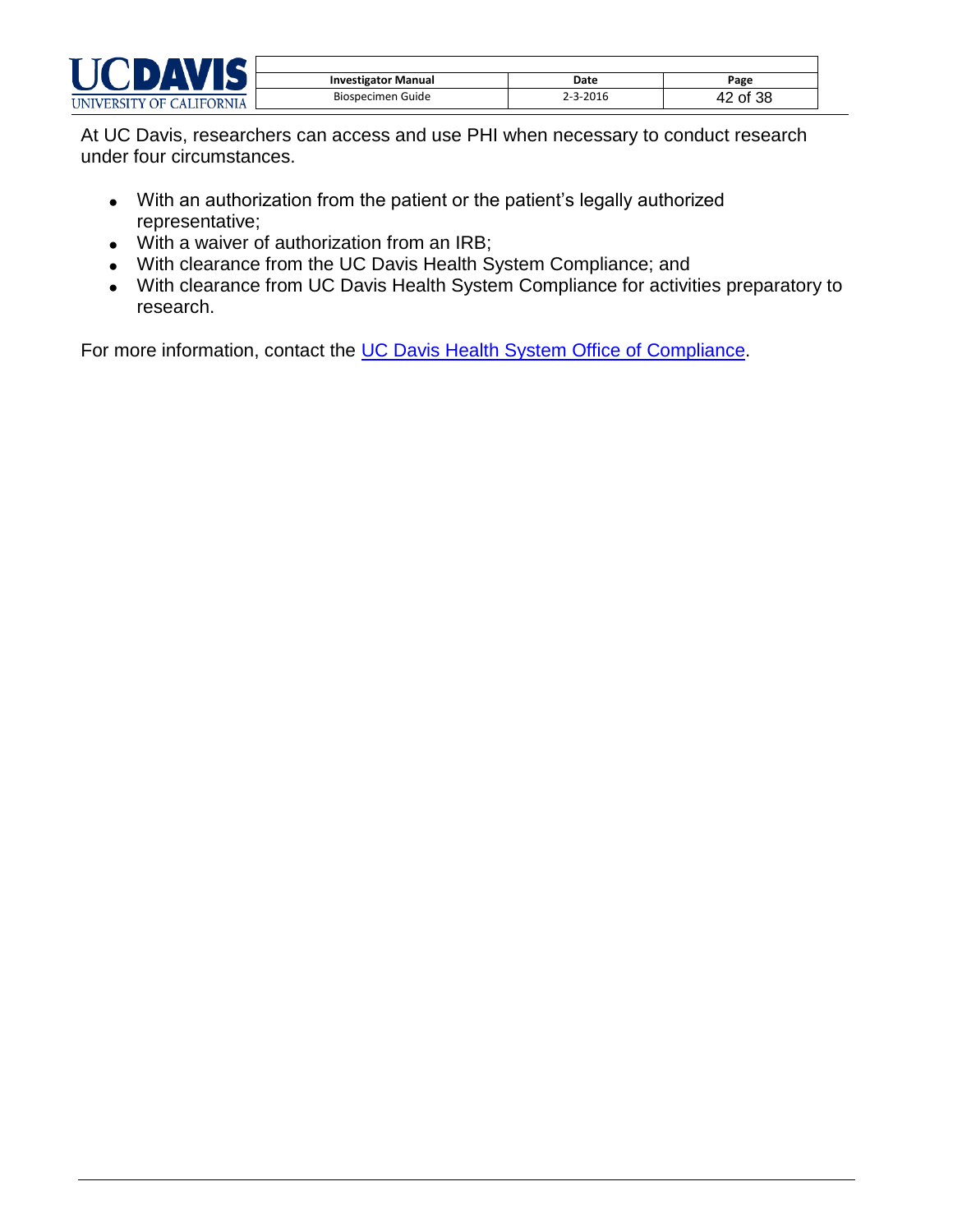At UC Davis, researchers can access and use PHI when necessary to conduct research under four circumstances.

- With an authorization from the patient or the patient's legally authorized representative;
- With a waiver of authorization from an IRB;
- With clearance from the UC Davis Health System Compliance; and
- With clearance from UC Davis Health System Compliance for activities preparatory to research.

For more information, contact the UC Davis Health System Office of Compliance.